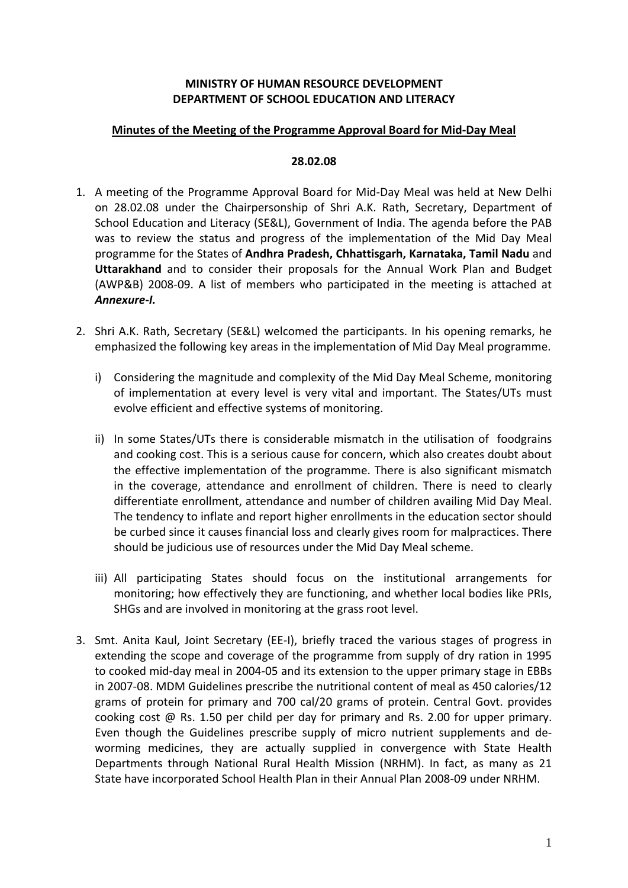**MINISTRY OF HUMAN RESOURCE DEVELOPMENT**
**DEPARTMENT OF SCHOOL EDUCATION AND LITERACY**

**Minutes of the Meeting of the Programme Approval Board for Mid-Day Meal**

**28.02.08**

1. A meeting of the Programme Approval Board for Mid-Day Meal was held at New Delhi on 28.02.08 under the Chairpersonship of Shri A.K. Rath, Secretary, Department of School Education and Literacy (SE&L), Government of India. The agenda before the PAB was to review the status and progress of the implementation of the Mid Day Meal programme for the States of **Andhra Pradesh, Chhattisgarh, Karnataka, Tamil Nadu** and **Uttarakhand** and to consider their proposals for the Annual Work Plan and Budget (AWP&B) 2008-09. A list of members who participated in the meeting is attached at ***Annexure-I.***

2. Shri A.K. Rath, Secretary (SE&L) welcomed the participants. In his opening remarks, he emphasized the following key areas in the implementation of Mid Day Meal programme.

   i) Considering the magnitude and complexity of the Mid Day Meal Scheme, monitoring of implementation at every level is very vital and important. The States/UTs must evolve efficient and effective systems of monitoring.

   ii) In some States/UTs there is considerable mismatch in the utilisation of foodgrains and cooking cost. This is a serious cause for concern, which also creates doubt about the effective implementation of the programme. There is also significant mismatch in the coverage, attendance and enrollment of children. There is need to clearly differentiate enrollment, attendance and number of children availing Mid Day Meal. The tendency to inflate and report higher enrollments in the education sector should be curbed since it causes financial loss and clearly gives room for malpractices. There should be judicious use of resources under the Mid Day Meal scheme.

   iii) All participating States should focus on the institutional arrangements for monitoring; how effectively they are functioning, and whether local bodies like PRIs, SHGs and are involved in monitoring at the grass root level.

3. Smt. Anita Kaul, Joint Secretary (EE-I), briefly traced the various stages of progress in extending the scope and coverage of the programme from supply of dry ration in 1995 to cooked mid-day meal in 2004-05 and its extension to the upper primary stage in EBBs in 2007-08. MDM Guidelines prescribe the nutritional content of meal as 450 calories/12 grams of protein for primary and 700 cal/20 grams of protein. Central Govt. provides cooking cost @ Rs. 1.50 per child per day for primary and Rs. 2.00 for upper primary. Even though the Guidelines prescribe supply of micro nutrient supplements and de-worming medicines, they are actually supplied in convergence with State Health Departments through National Rural Health Mission (NRHM). In fact, as many as 21 State have incorporated School Health Plan in their Annual Plan 2008-09 under NRHM.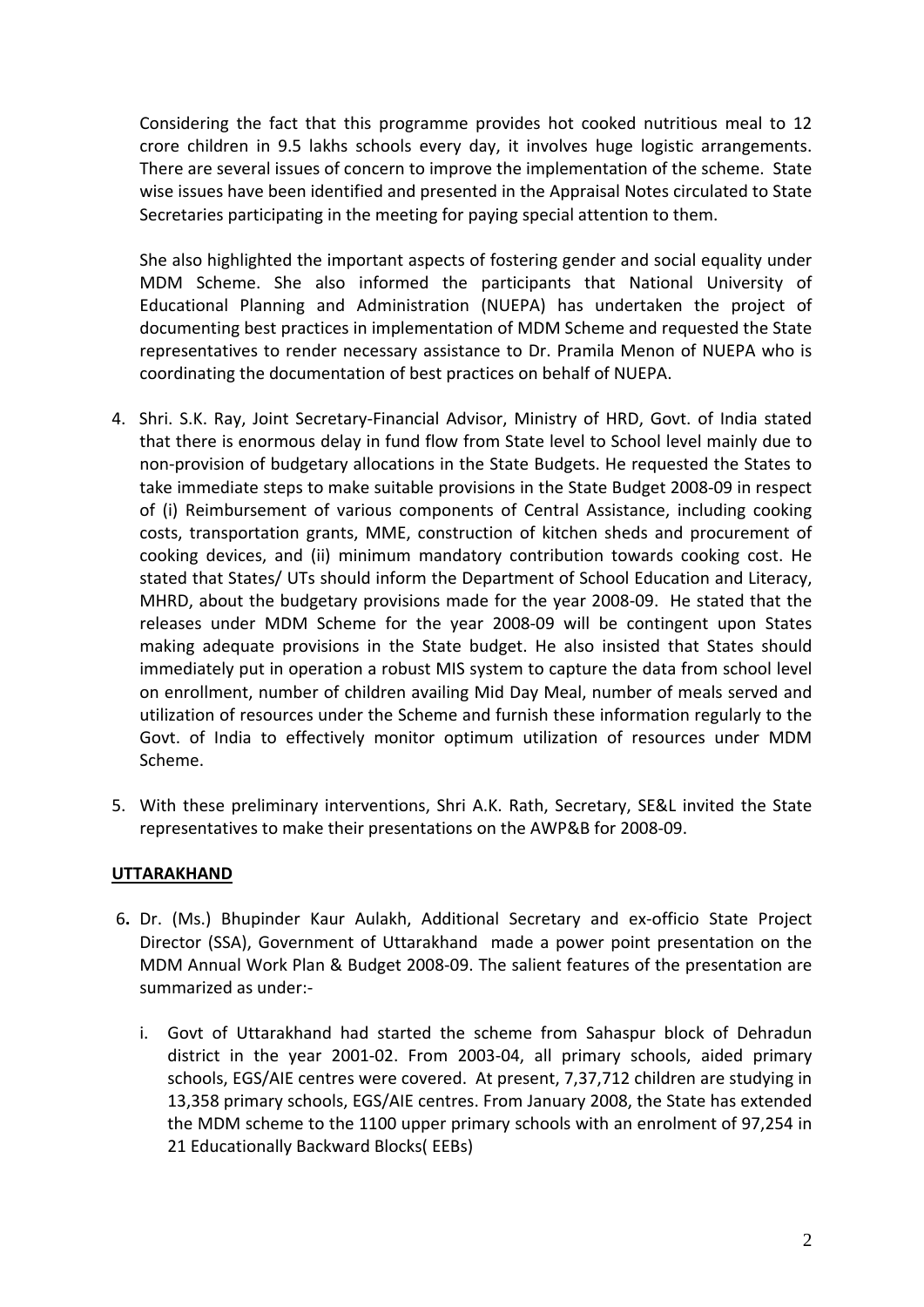Considering the fact that this programme provides hot cooked nutritious meal to 12 crore children in 9.5 lakhs schools every day, it involves huge logistic arrangements. There are several issues of concern to improve the implementation of the scheme. State wise issues have been identified and presented in the Appraisal Notes circulated to State Secretaries participating in the meeting for paying special attention to them.

She also highlighted the important aspects of fostering gender and social equality under MDM Scheme. She also informed the participants that National University of Educational Planning and Administration (NUEPA) has undertaken the project of documenting best practices in implementation of MDM Scheme and requested the State representatives to render necessary assistance to Dr. Pramila Menon of NUEPA who is coordinating the documentation of best practices on behalf of NUEPA.

4. Shri. S.K. Ray, Joint Secretary-Financial Advisor, Ministry of HRD, Govt. of India stated that there is enormous delay in fund flow from State level to School level mainly due to non-provision of budgetary allocations in the State Budgets. He requested the States to take immediate steps to make suitable provisions in the State Budget 2008-09 in respect of (i) Reimbursement of various components of Central Assistance, including cooking costs, transportation grants, MME, construction of kitchen sheds and procurement of cooking devices, and (ii) minimum mandatory contribution towards cooking cost. He stated that States/ UTs should inform the Department of School Education and Literacy, MHRD, about the budgetary provisions made for the year 2008-09. He stated that the releases under MDM Scheme for the year 2008-09 will be contingent upon States making adequate provisions in the State budget. He also insisted that States should immediately put in operation a robust MIS system to capture the data from school level on enrollment, number of children availing Mid Day Meal, number of meals served and utilization of resources under the Scheme and furnish these information regularly to the Govt. of India to effectively monitor optimum utilization of resources under MDM Scheme.

5. With these preliminary interventions, Shri A.K. Rath, Secretary, SE&L invited the State representatives to make their presentations on the AWP&B for 2008-09.

**UTTARAKHAND**

6. Dr. (Ms.) Bhupinder Kaur Aulakh, Additional Secretary and ex-officio State Project Director (SSA), Government of Uttarakhand made a power point presentation on the MDM Annual Work Plan & Budget 2008-09. The salient features of the presentation are summarized as under:-

   i. Govt of Uttarakhand had started the scheme from Sahaspur block of Dehradun district in the year 2001-02. From 2003-04, all primary schools, aided primary schools, EGS/AIE centres were covered. At present, 7,37,712 children are studying in 13,358 primary schools, EGS/AIE centres. From January 2008, the State has extended the MDM scheme to the 1100 upper primary schools with an enrolment of 97,254 in 21 Educationally Backward Blocks( EEBs)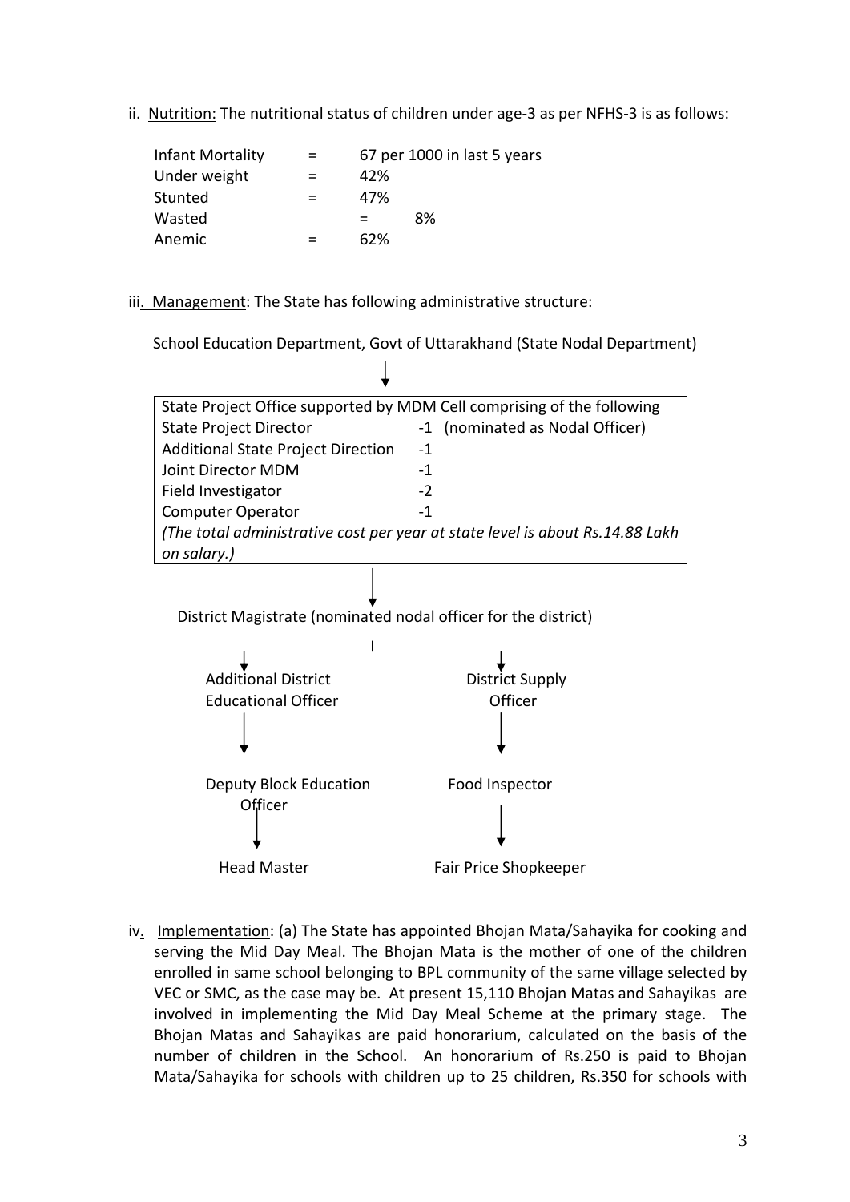ii. <u>Nutrition:</u> The nutritional status of children under age-3 as per NFHS-3 is as follows:

| | | |
|---|---|---|
| Infant Mortality | = | 67 per 1000 in last 5 years |
| Under weight | = | 42% |
| Stunted | = | 47% |
| Wasted | = | 8% |
| Anemic | = | 62% |

iii. <u>Management</u>: The State has following administrative structure:

School Education Department, Govt of Uttarakhand (State Nodal Department)

↓

| State Project Office supported by MDM Cell comprising of the following | |
|---|---|
| State Project Director | -1 (nominated as Nodal Officer) |
| Additional State Project Direction | -1 |
| Joint Director MDM | -1 |
| Field Investigator | -2 |
| Computer Operator | -1 |
| *(The total administrative cost per year at state level is about Rs.14.88 Lakh on salary.)* | |

↓

District Magistrate (nominated nodal officer for the district)

- Additional District Educational Officer → Deputy Block Education Officer → Head Master
- District Supply Officer → Food Inspector → Fair Price Shopkeeper

iv. <u>Implementation</u>: (a) The State has appointed Bhojan Mata/Sahayika for cooking and serving the Mid Day Meal. The Bhojan Mata is the mother of one of the children enrolled in same school belonging to BPL community of the same village selected by VEC or SMC, as the case may be. At present 15,110 Bhojan Matas and Sahayikas are involved in implementing the Mid Day Meal Scheme at the primary stage. The Bhojan Matas and Sahayikas are paid honorarium, calculated on the basis of the number of children in the School. An honorarium of Rs.250 is paid to Bhojan Mata/Sahayika for schools with children up to 25 children, Rs.350 for schools with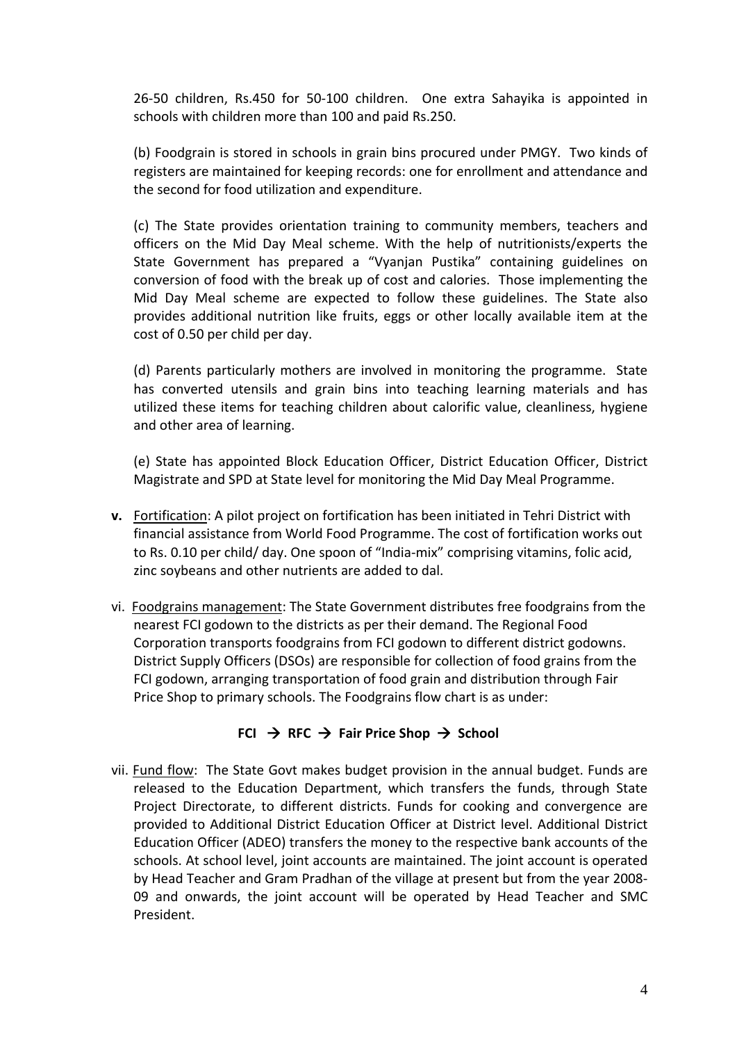26-50 children, Rs.450 for 50-100 children. One extra Sahayika is appointed in schools with children more than 100 and paid Rs.250.

(b) Foodgrain is stored in schools in grain bins procured under PMGY. Two kinds of registers are maintained for keeping records: one for enrollment and attendance and the second for food utilization and expenditure.

(c) The State provides orientation training to community members, teachers and officers on the Mid Day Meal scheme. With the help of nutritionists/experts the State Government has prepared a "Vyanjan Pustika" containing guidelines on conversion of food with the break up of cost and calories. Those implementing the Mid Day Meal scheme are expected to follow these guidelines. The State also provides additional nutrition like fruits, eggs or other locally available item at the cost of 0.50 per child per day.

(d) Parents particularly mothers are involved in monitoring the programme. State has converted utensils and grain bins into teaching learning materials and has utilized these items for teaching children about calorific value, cleanliness, hygiene and other area of learning.

(e) State has appointed Block Education Officer, District Education Officer, District Magistrate and SPD at State level for monitoring the Mid Day Meal Programme.

**v.** Fortification: A pilot project on fortification has been initiated in Tehri District with financial assistance from World Food Programme. The cost of fortification works out to Rs. 0.10 per child/ day. One spoon of "India-mix" comprising vitamins, folic acid, zinc soybeans and other nutrients are added to dal.

vi. Foodgrains management: The State Government distributes free foodgrains from the nearest FCI godown to the districts as per their demand. The Regional Food Corporation transports foodgrains from FCI godown to different district godowns. District Supply Officers (DSOs) are responsible for collection of food grains from the FCI godown, arranging transportation of food grain and distribution through Fair Price Shop to primary schools. The Foodgrains flow chart is as under:

**FCI → RFC → Fair Price Shop → School**

vii. Fund flow: The State Govt makes budget provision in the annual budget. Funds are released to the Education Department, which transfers the funds, through State Project Directorate, to different districts. Funds for cooking and convergence are provided to Additional District Education Officer at District level. Additional District Education Officer (ADEO) transfers the money to the respective bank accounts of the schools. At school level, joint accounts are maintained. The joint account is operated by Head Teacher and Gram Pradhan of the village at present but from the year 2008-09 and onwards, the joint account will be operated by Head Teacher and SMC President.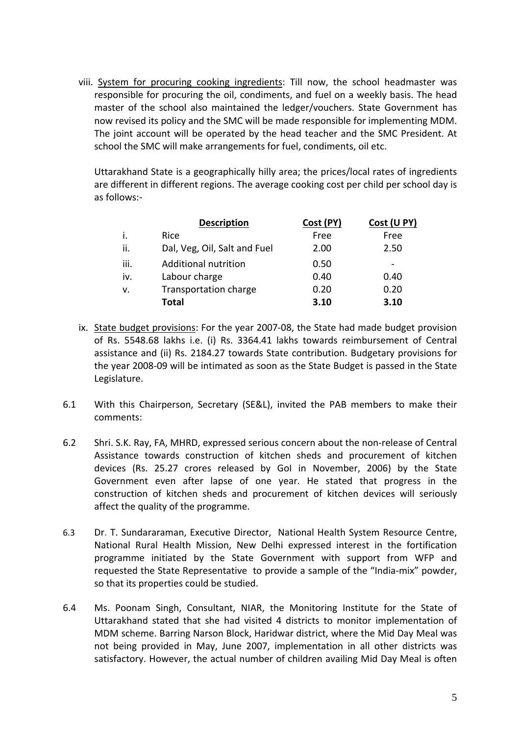viii. <u>System for procuring cooking ingredients</u>: Till now, the school headmaster was responsible for procuring the oil, condiments, and fuel on a weekly basis. The head master of the school also maintained the ledger/vouchers. State Government has now revised its policy and the SMC will be made responsible for implementing MDM. The joint account will be operated by the head teacher and the SMC President. At school the SMC will make arrangements for fuel, condiments, oil etc.

Uttarakhand State is a geographically hilly area; the prices/local rates of ingredients are different in different regions. The average cooking cost per child per school day is as follows:-

| | Description | Cost (PY) | Cost (U PY) |
|---|---|---|---|
| i. | Rice | Free | Free |
| ii. | Dal, Veg, Oil, Salt and Fuel | 2.00 | 2.50 |
| iii. | Additional nutrition | 0.50 | - |
| iv. | Labour charge | 0.40 | 0.40 |
| v. | Transportation charge | 0.20 | 0.20 |
| | **Total** | **3.10** | **3.10** |

ix. <u>State budget provisions</u>: For the year 2007-08, the State had made budget provision of Rs. 5548.68 lakhs i.e. (i) Rs. 3364.41 lakhs towards reimbursement of Central assistance and (ii) Rs. 2184.27 towards State contribution. Budgetary provisions for the year 2008-09 will be intimated as soon as the State Budget is passed in the State Legislature.

6.1 With this Chairperson, Secretary (SE&L), invited the PAB members to make their comments:

6.2 Shri. S.K. Ray, FA, MHRD, expressed serious concern about the non-release of Central Assistance towards construction of kitchen sheds and procurement of kitchen devices (Rs. 25.27 crores released by GoI in November, 2006) by the State Government even after lapse of one year. He stated that progress in the construction of kitchen sheds and procurement of kitchen devices will seriously affect the quality of the programme.

6.3 Dr. T. Sundararaman, Executive Director, National Health System Resource Centre, National Rural Health Mission, New Delhi expressed interest in the fortification programme initiated by the State Government with support from WFP and requested the State Representative to provide a sample of the "India-mix" powder, so that its properties could be studied.

6.4 Ms. Poonam Singh, Consultant, NIAR, the Monitoring Institute for the State of Uttarakhand stated that she had visited 4 districts to monitor implementation of MDM scheme. Barring Narson Block, Haridwar district, where the Mid Day Meal was not being provided in May, June 2007, implementation in all other districts was satisfactory. However, the actual number of children availing Mid Day Meal is often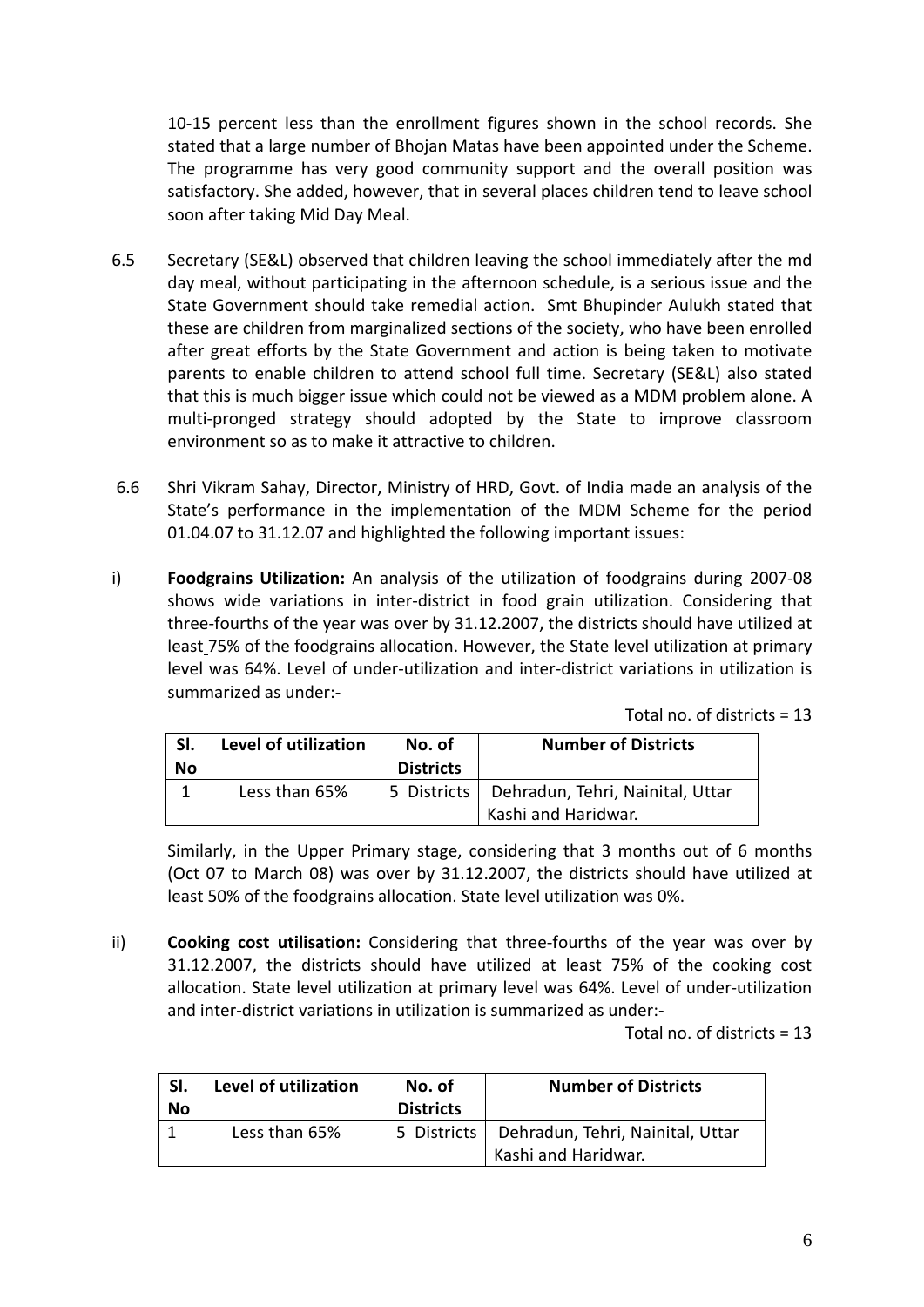10-15 percent less than the enrollment figures shown in the school records. She stated that a large number of Bhojan Matas have been appointed under the Scheme. The programme has very good community support and the overall position was satisfactory. She added, however, that in several places children tend to leave school soon after taking Mid Day Meal.

6.5 Secretary (SE&L) observed that children leaving the school immediately after the md day meal, without participating in the afternoon schedule, is a serious issue and the State Government should take remedial action. Smt Bhupinder Aulukh stated that these are children from marginalized sections of the society, who have been enrolled after great efforts by the State Government and action is being taken to motivate parents to enable children to attend school full time. Secretary (SE&L) also stated that this is much bigger issue which could not be viewed as a MDM problem alone. A multi-pronged strategy should adopted by the State to improve classroom environment so as to make it attractive to children.

6.6 Shri Vikram Sahay, Director, Ministry of HRD, Govt. of India made an analysis of the State's performance in the implementation of the MDM Scheme for the period 01.04.07 to 31.12.07 and highlighted the following important issues:

i) **Foodgrains Utilization:** An analysis of the utilization of foodgrains during 2007-08 shows wide variations in inter-district in food grain utilization. Considering that three-fourths of the year was over by 31.12.2007, the districts should have utilized at least 75% of the foodgrains allocation. However, the State level utilization at primary level was 64%. Level of under-utilization and inter-district variations in utilization is summarized as under:-

Total no. of districts = 13

| Sl. No | Level of utilization | No. of Districts | Number of Districts |
|---|---|---|---|
| 1 | Less than 65% | 5 Districts | Dehradun, Tehri, Nainital, Uttar Kashi and Haridwar. |

Similarly, in the Upper Primary stage, considering that 3 months out of 6 months (Oct 07 to March 08) was over by 31.12.2007, the districts should have utilized at least 50% of the foodgrains allocation. State level utilization was 0%.

ii) **Cooking cost utilisation:** Considering that three-fourths of the year was over by 31.12.2007, the districts should have utilized at least 75% of the cooking cost allocation. State level utilization at primary level was 64%. Level of under-utilization and inter-district variations in utilization is summarized as under:-

Total no. of districts = 13

| Sl. No | Level of utilization | No. of Districts | Number of Districts |
|---|---|---|---|
| 1 | Less than 65% | 5 Districts | Dehradun, Tehri, Nainital, Uttar Kashi and Haridwar. |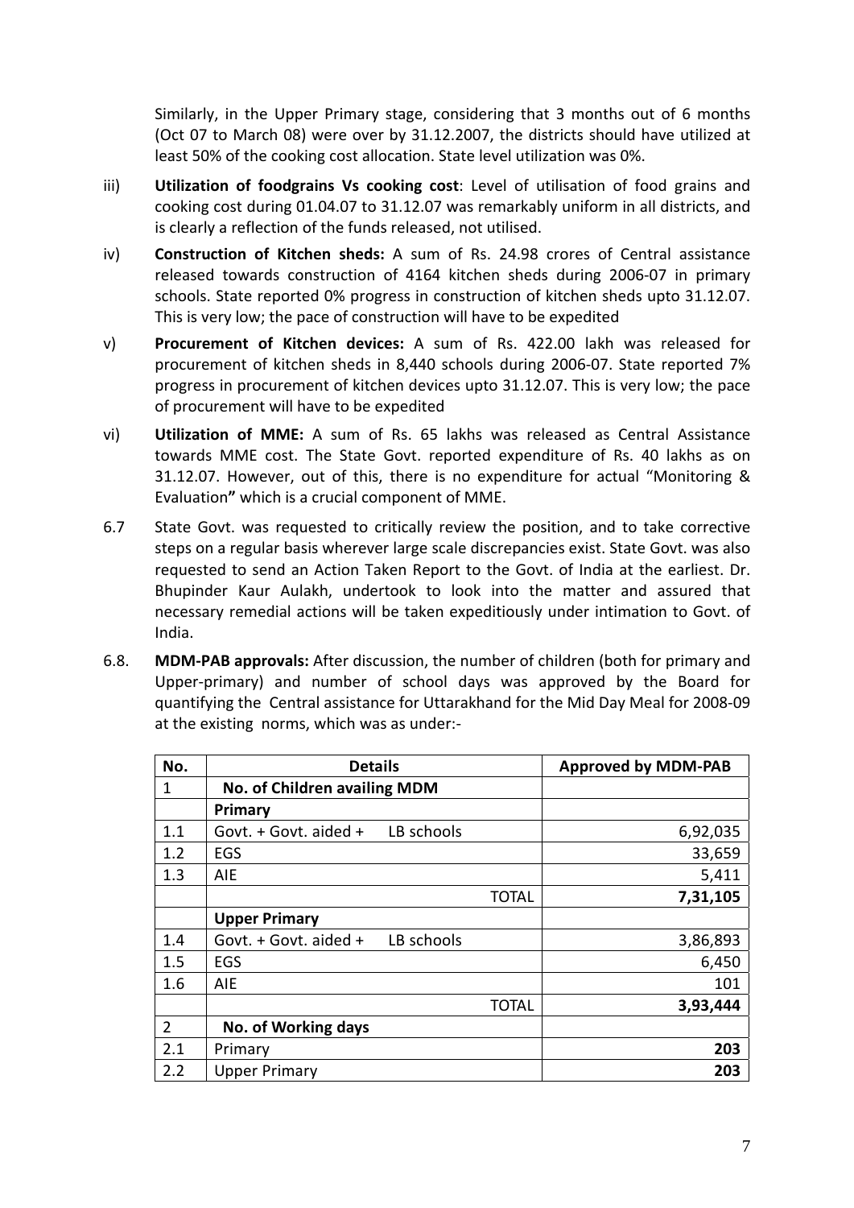Similarly, in the Upper Primary stage, considering that 3 months out of 6 months (Oct 07 to March 08) were over by 31.12.2007, the districts should have utilized at least 50% of the cooking cost allocation. State level utilization was 0%.

iii) **Utilization of foodgrains Vs cooking cost**: Level of utilisation of food grains and cooking cost during 01.04.07 to 31.12.07 was remarkably uniform in all districts, and is clearly a reflection of the funds released, not utilised.

iv) **Construction of Kitchen sheds:** A sum of Rs. 24.98 crores of Central assistance released towards construction of 4164 kitchen sheds during 2006-07 in primary schools. State reported 0% progress in construction of kitchen sheds upto 31.12.07. This is very low; the pace of construction will have to be expedited

v) **Procurement of Kitchen devices:** A sum of Rs. 422.00 lakh was released for procurement of kitchen sheds in 8,440 schools during 2006-07. State reported 7% progress in procurement of kitchen devices upto 31.12.07. This is very low; the pace of procurement will have to be expedited

vi) **Utilization of MME:** A sum of Rs. 65 lakhs was released as Central Assistance towards MME cost. The State Govt. reported expenditure of Rs. 40 lakhs as on 31.12.07. However, out of this, there is no expenditure for actual "Monitoring & Evaluation**"** which is a crucial component of MME.

6.7 State Govt. was requested to critically review the position, and to take corrective steps on a regular basis wherever large scale discrepancies exist. State Govt. was also requested to send an Action Taken Report to the Govt. of India at the earliest. Dr. Bhupinder Kaur Aulakh, undertook to look into the matter and assured that necessary remedial actions will be taken expeditiously under intimation to Govt. of India.

6.8. **MDM-PAB approvals:** After discussion, the number of children (both for primary and Upper-primary) and number of school days was approved by the Board for quantifying the Central assistance for Uttarakhand for the Mid Day Meal for 2008-09 at the existing norms, which was as under:-

| No. | Details | Approved by MDM-PAB |
|---|---|---|
| 1 | **No. of Children availing MDM** | |
| | **Primary** | |
| 1.1 | Govt. + Govt. aided + LB schools | 6,92,035 |
| 1.2 | EGS | 33,659 |
| 1.3 | AIE | 5,411 |
| | TOTAL | **7,31,105** |
| | **Upper Primary** | |
| 1.4 | Govt. + Govt. aided + LB schools | 3,86,893 |
| 1.5 | EGS | 6,450 |
| 1.6 | AIE | 101 |
| | TOTAL | **3,93,444** |
| 2 | **No. of Working days** | |
| 2.1 | Primary | **203** |
| 2.2 | Upper Primary | **203** |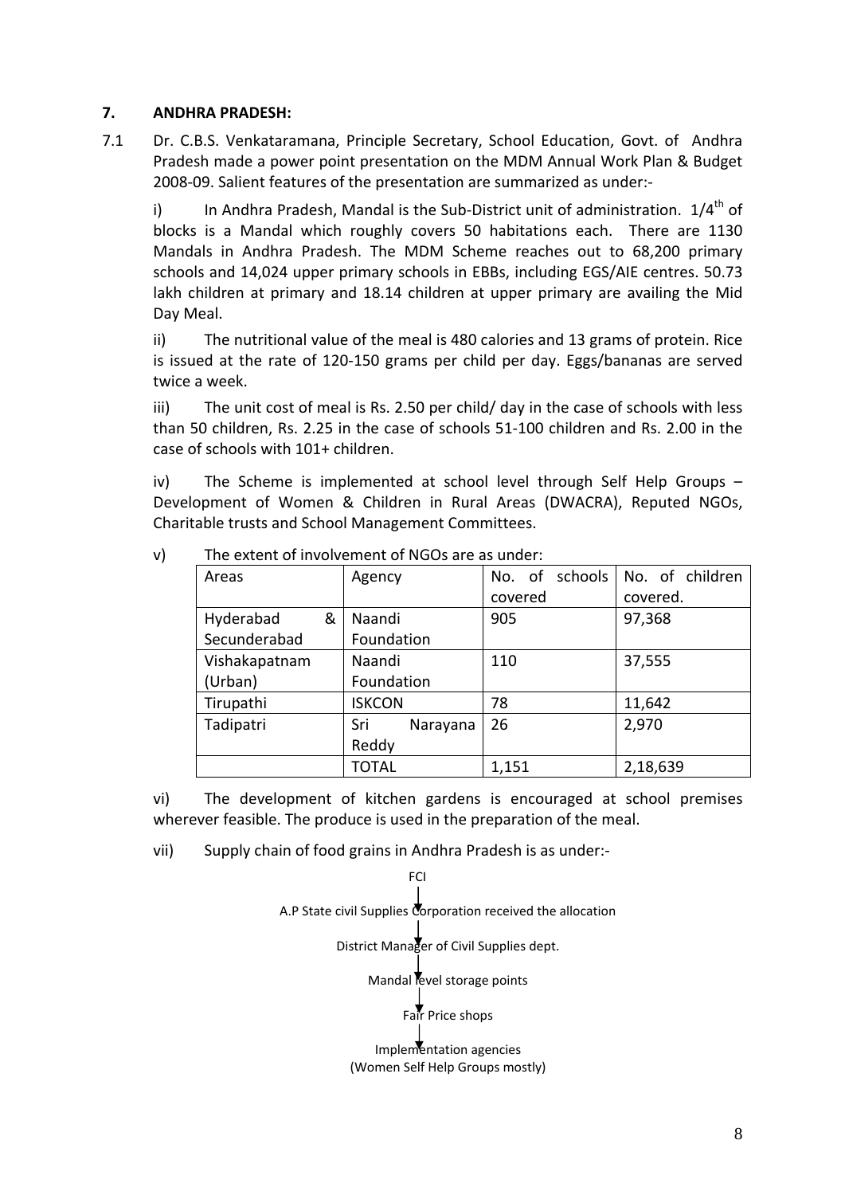**7. ANDHRA PRADESH:**

7.1 Dr. C.B.S. Venkataramana, Principle Secretary, School Education, Govt. of Andhra Pradesh made a power point presentation on the MDM Annual Work Plan & Budget 2008-09. Salient features of the presentation are summarized as under:-

i) In Andhra Pradesh, Mandal is the Sub-District unit of administration. 1/4th of blocks is a Mandal which roughly covers 50 habitations each. There are 1130 Mandals in Andhra Pradesh. The MDM Scheme reaches out to 68,200 primary schools and 14,024 upper primary schools in EBBs, including EGS/AIE centres. 50.73 lakh children at primary and 18.14 children at upper primary are availing the Mid Day Meal.

ii) The nutritional value of the meal is 480 calories and 13 grams of protein. Rice is issued at the rate of 120-150 grams per child per day. Eggs/bananas are served twice a week.

iii) The unit cost of meal is Rs. 2.50 per child/ day in the case of schools with less than 50 children, Rs. 2.25 in the case of schools 51-100 children and Rs. 2.00 in the case of schools with 101+ children.

iv) The Scheme is implemented at school level through Self Help Groups – Development of Women & Children in Rural Areas (DWACRA), Reputed NGOs, Charitable trusts and School Management Committees.

v) The extent of involvement of NGOs are as under:

| Areas | Agency | No. of schools covered | No. of children covered. |
|---|---|---|---|
| Hyderabad & Secunderabad | Naandi Foundation | 905 | 97,368 |
| Vishakapatnam (Urban) | Naandi Foundation | 110 | 37,555 |
| Tirupathi | ISKCON | 78 | 11,642 |
| Tadipatri | Sri Narayana Reddy | 26 | 2,970 |
| | TOTAL | 1,151 | 2,18,639 |

vi) The development of kitchen gardens is encouraged at school premises wherever feasible. The produce is used in the preparation of the meal.

vii) Supply chain of food grains in Andhra Pradesh is as under:-

FCI
↓
A.P State civil Supplies Corporation received the allocation
↓
District Manager of Civil Supplies dept.
↓
Mandal level storage points
↓
Fair Price shops
↓
Implementation agencies
(Women Self Help Groups mostly)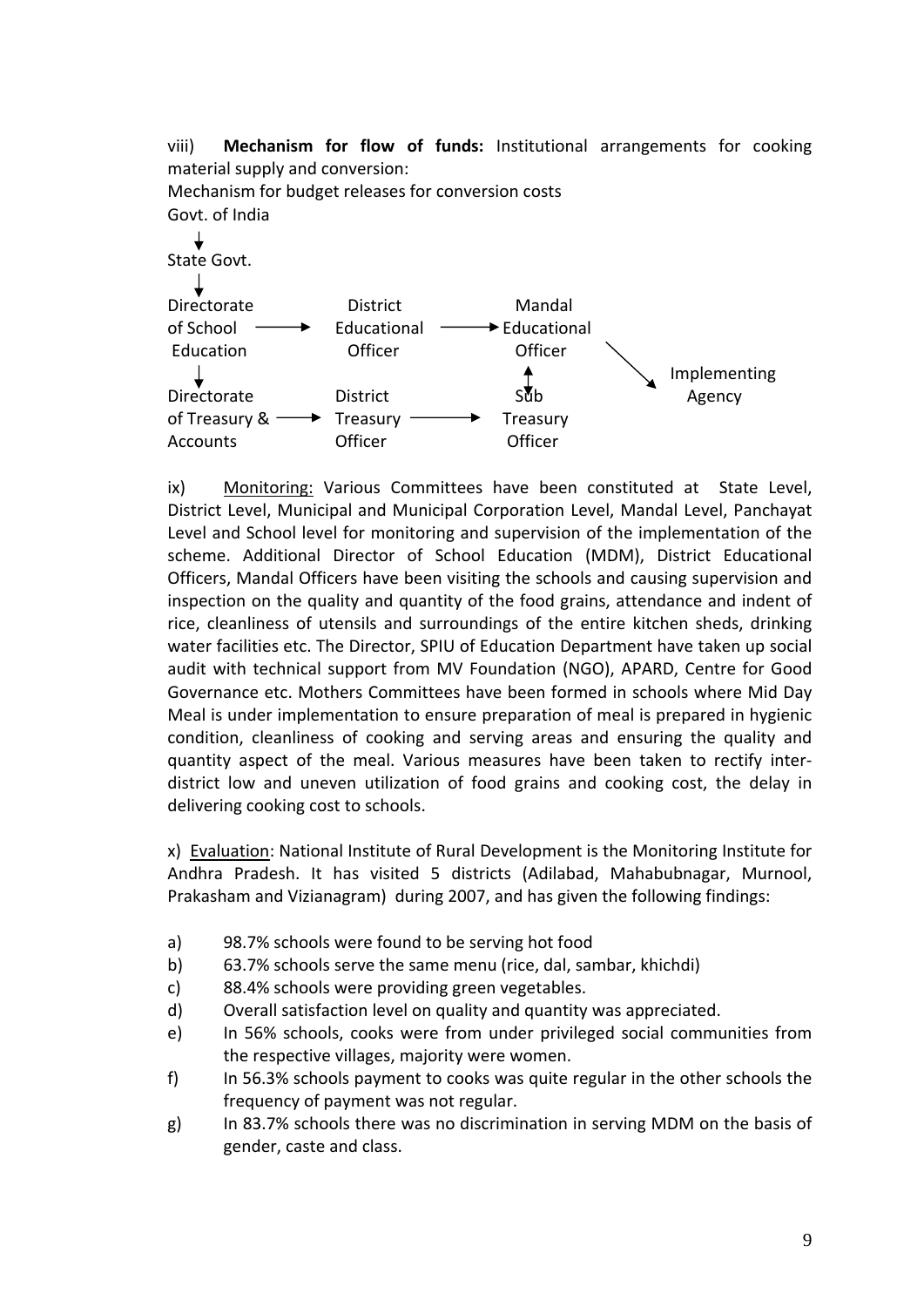viii) **Mechanism for flow of funds:** Institutional arrangements for cooking material supply and conversion:

Mechanism for budget releases for conversion costs

Govt. of India

↓

State Govt.

↓

Directorate of School Education → District Educational Officer → Mandal Educational Officer

↓ ↕

Directorate of Treasury & Accounts → District Treasury Officer → Sub Treasury Officer

→ Implementing Agency

ix) Monitoring: Various Committees have been constituted at State Level, District Level, Municipal and Municipal Corporation Level, Mandal Level, Panchayat Level and School level for monitoring and supervision of the implementation of the scheme. Additional Director of School Education (MDM), District Educational Officers, Mandal Officers have been visiting the schools and causing supervision and inspection on the quality and quantity of the food grains, attendance and indent of rice, cleanliness of utensils and surroundings of the entire kitchen sheds, drinking water facilities etc. The Director, SPIU of Education Department have taken up social audit with technical support from MV Foundation (NGO), APARD, Centre for Good Governance etc. Mothers Committees have been formed in schools where Mid Day Meal is under implementation to ensure preparation of meal is prepared in hygienic condition, cleanliness of cooking and serving areas and ensuring the quality and quantity aspect of the meal. Various measures have been taken to rectify inter-district low and uneven utilization of food grains and cooking cost, the delay in delivering cooking cost to schools.

x) Evaluation: National Institute of Rural Development is the Monitoring Institute for Andhra Pradesh. It has visited 5 districts (Adilabad, Mahabubnagar, Murnool, Prakasham and Vizianagram) during 2007, and has given the following findings:

a) 98.7% schools were found to be serving hot food
b) 63.7% schools serve the same menu (rice, dal, sambar, khichdi)
c) 88.4% schools were providing green vegetables.
d) Overall satisfaction level on quality and quantity was appreciated.
e) In 56% schools, cooks were from under privileged social communities from the respective villages, majority were women.
f) In 56.3% schools payment to cooks was quite regular in the other schools the frequency of payment was not regular.
g) In 83.7% schools there was no discrimination in serving MDM on the basis of gender, caste and class.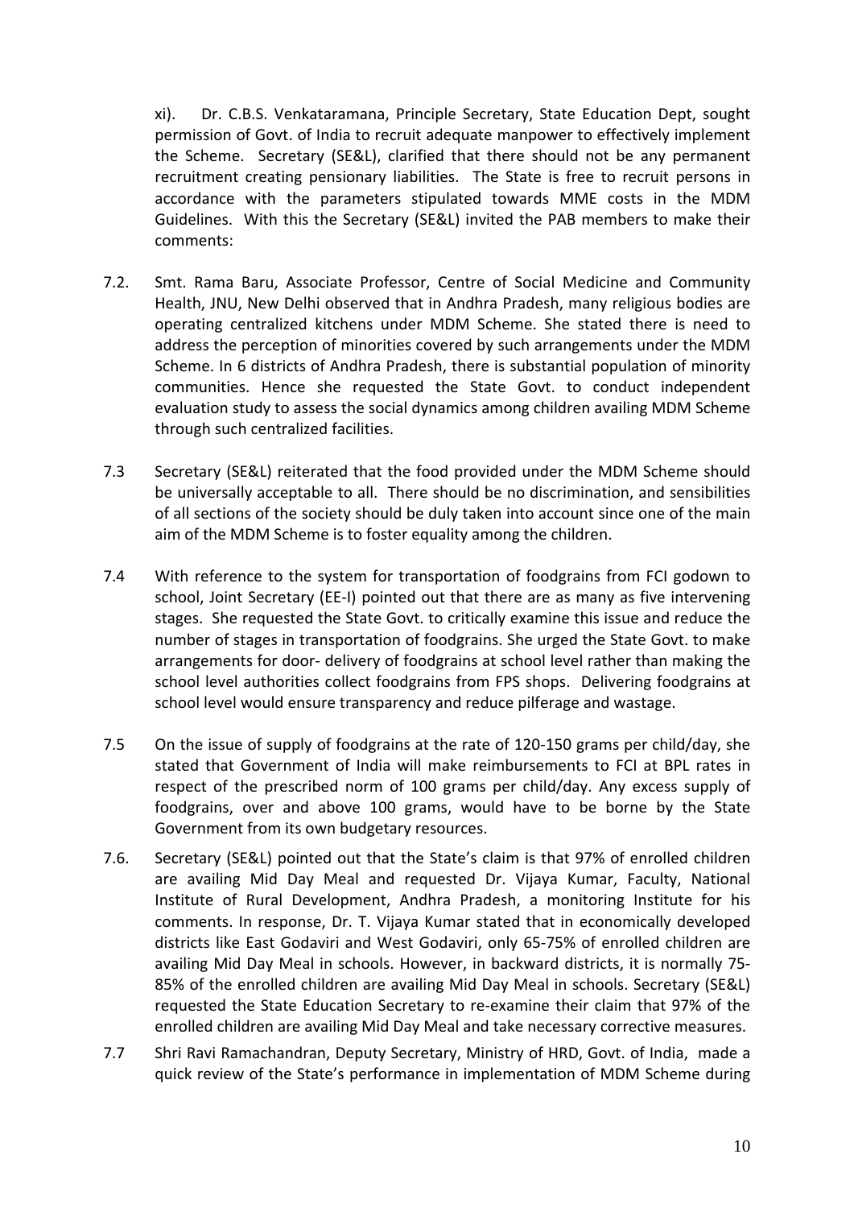xi). Dr. C.B.S. Venkataramana, Principle Secretary, State Education Dept, sought permission of Govt. of India to recruit adequate manpower to effectively implement the Scheme. Secretary (SE&L), clarified that there should not be any permanent recruitment creating pensionary liabilities. The State is free to recruit persons in accordance with the parameters stipulated towards MME costs in the MDM Guidelines. With this the Secretary (SE&L) invited the PAB members to make their comments:

7.2. Smt. Rama Baru, Associate Professor, Centre of Social Medicine and Community Health, JNU, New Delhi observed that in Andhra Pradesh, many religious bodies are operating centralized kitchens under MDM Scheme. She stated there is need to address the perception of minorities covered by such arrangements under the MDM Scheme. In 6 districts of Andhra Pradesh, there is substantial population of minority communities. Hence she requested the State Govt. to conduct independent evaluation study to assess the social dynamics among children availing MDM Scheme through such centralized facilities.

7.3 Secretary (SE&L) reiterated that the food provided under the MDM Scheme should be universally acceptable to all. There should be no discrimination, and sensibilities of all sections of the society should be duly taken into account since one of the main aim of the MDM Scheme is to foster equality among the children.

7.4 With reference to the system for transportation of foodgrains from FCI godown to school, Joint Secretary (EE-I) pointed out that there are as many as five intervening stages. She requested the State Govt. to critically examine this issue and reduce the number of stages in transportation of foodgrains. She urged the State Govt. to make arrangements for door- delivery of foodgrains at school level rather than making the school level authorities collect foodgrains from FPS shops. Delivering foodgrains at school level would ensure transparency and reduce pilferage and wastage.

7.5 On the issue of supply of foodgrains at the rate of 120-150 grams per child/day, she stated that Government of India will make reimbursements to FCI at BPL rates in respect of the prescribed norm of 100 grams per child/day. Any excess supply of foodgrains, over and above 100 grams, would have to be borne by the State Government from its own budgetary resources.

7.6. Secretary (SE&L) pointed out that the State's claim is that 97% of enrolled children are availing Mid Day Meal and requested Dr. Vijaya Kumar, Faculty, National Institute of Rural Development, Andhra Pradesh, a monitoring Institute for his comments. In response, Dr. T. Vijaya Kumar stated that in economically developed districts like East Godaviri and West Godaviri, only 65-75% of enrolled children are availing Mid Day Meal in schools. However, in backward districts, it is normally 75-85% of the enrolled children are availing Mid Day Meal in schools. Secretary (SE&L) requested the State Education Secretary to re-examine their claim that 97% of the enrolled children are availing Mid Day Meal and take necessary corrective measures.

7.7 Shri Ravi Ramachandran, Deputy Secretary, Ministry of HRD, Govt. of India, made a quick review of the State's performance in implementation of MDM Scheme during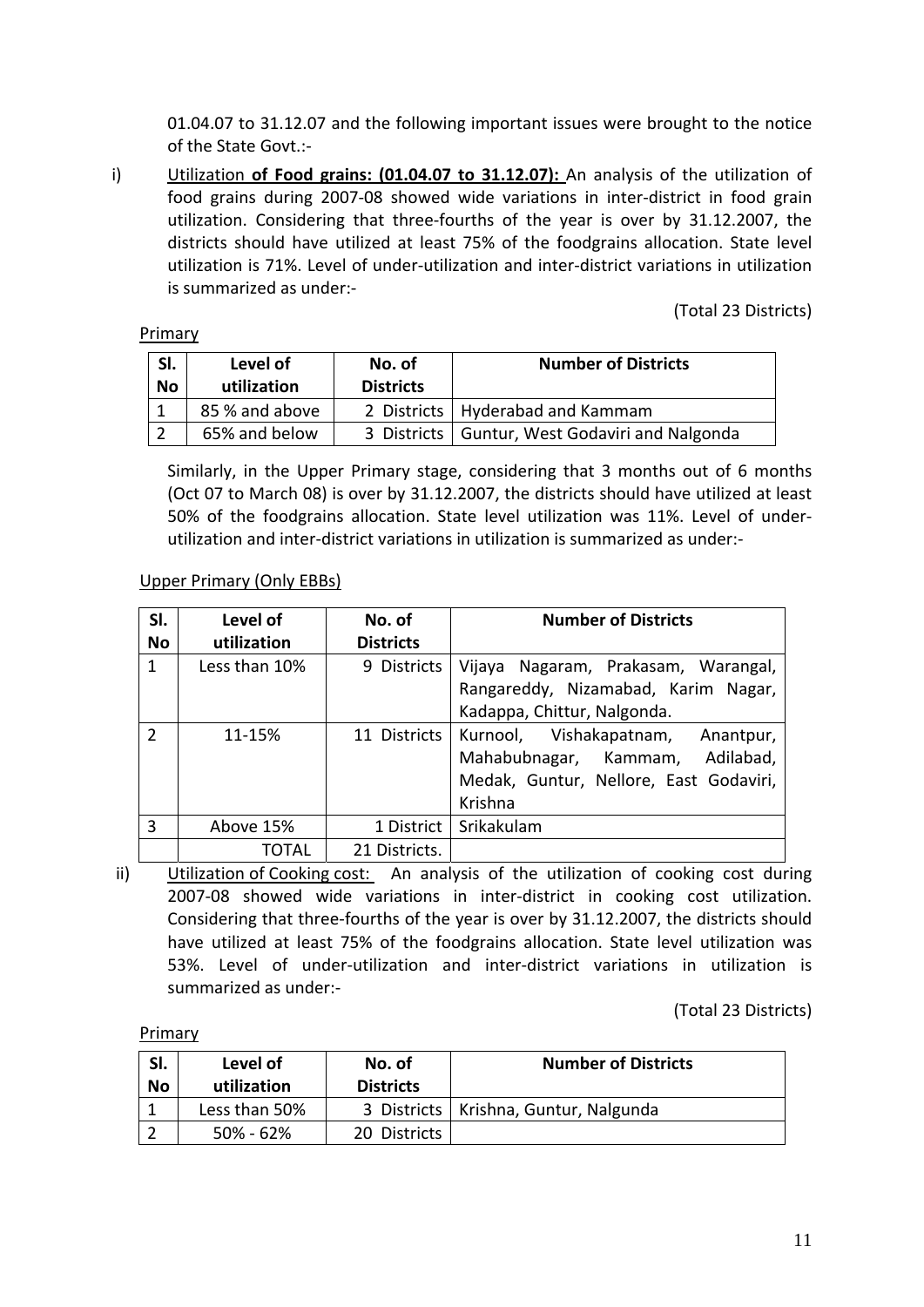01.04.07 to 31.12.07 and the following important issues were brought to the notice of the State Govt.:-

i) Utilization **of Food grains: (01.04.07 to 31.12.07):** An analysis of the utilization of food grains during 2007-08 showed wide variations in inter-district in food grain utilization. Considering that three-fourths of the year is over by 31.12.2007, the districts should have utilized at least 75% of the foodgrains allocation. State level utilization is 71%. Level of under-utilization and inter-district variations in utilization is summarized as under:-

(Total 23 Districts)

Primary

| Sl. No | Level of utilization | No. of Districts | Number of Districts |
|---|---|---|---|
| 1 | 85 % and above | 2 Districts | Hyderabad and Kammam |
| 2 | 65% and below | 3 Districts | Guntur, West Godaviri and Nalgonda |

Similarly, in the Upper Primary stage, considering that 3 months out of 6 months (Oct 07 to March 08) is over by 31.12.2007, the districts should have utilized at least 50% of the foodgrains allocation. State level utilization was 11%. Level of under-utilization and inter-district variations in utilization is summarized as under:-

Upper Primary (Only EBBs)

| Sl. No | Level of utilization | No. of Districts | Number of Districts |
|---|---|---|---|
| 1 | Less than 10% | 9 Districts | Vijaya Nagaram, Prakasam, Warangal, Rangareddy, Nizamabad, Karim Nagar, Kadappa, Chittur, Nalgonda. |
| 2 | 11-15% | 11 Districts | Kurnool, Vishakapatnam, Anantpur, Mahabubnagar, Kammam, Adilabad, Medak, Guntur, Nellore, East Godaviri, Krishna |
| 3 | Above 15% | 1 District | Srikakulam |
| | TOTAL | 21 Districts. | |

ii) Utilization of Cooking cost: An analysis of the utilization of cooking cost during 2007-08 showed wide variations in inter-district in cooking cost utilization. Considering that three-fourths of the year is over by 31.12.2007, the districts should have utilized at least 75% of the foodgrains allocation. State level utilization was 53%. Level of under-utilization and inter-district variations in utilization is summarized as under:-

(Total 23 Districts)

Primary

| Sl. No | Level of utilization | No. of Districts | Number of Districts |
|---|---|---|---|
| 1 | Less than 50% | 3 Districts | Krishna, Guntur, Nalgunda |
| 2 | 50% - 62% | 20 Districts | |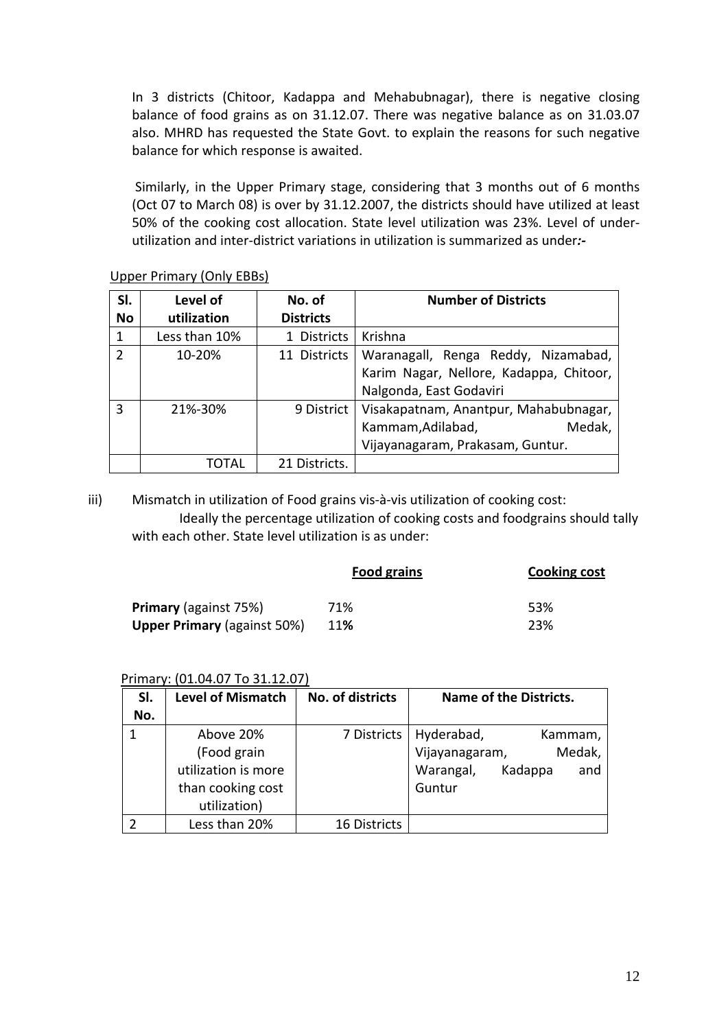In 3 districts (Chitoor, Kadappa and Mehabubnagar), there is negative closing balance of food grains as on 31.12.07. There was negative balance as on 31.03.07 also. MHRD has requested the State Govt. to explain the reasons for such negative balance for which response is awaited.

Similarly, in the Upper Primary stage, considering that 3 months out of 6 months (Oct 07 to March 08) is over by 31.12.2007, the districts should have utilized at least 50% of the cooking cost allocation. State level utilization was 23%. Level of under-utilization and inter-district variations in utilization is summarized as under***:-***

Upper Primary (Only EBBs)

| Sl. No | Level of utilization | No. of Districts | Number of Districts |
|---|---|---|---|
| 1 | Less than 10% | 1 Districts | Krishna |
| 2 | 10-20% | 11 Districts | Waranagall, Renga Reddy, Nizamabad, Karim Nagar, Nellore, Kadappa, Chitoor, Nalgonda, East Godaviri |
| 3 | 21%-30% | 9 District | Visakapatnam, Anantpur, Mahabubnagar, Kammam,Adilabad, Medak, Vijayanagaram, Prakasam, Guntur. |
| | TOTAL | 21 Districts. | |

iii) Mismatch in utilization of Food grains vis-à-vis utilization of cooking cost:

Ideally the percentage utilization of cooking costs and foodgrains should tally with each other. State level utilization is as under:

| | Food grains | Cooking cost |
|---|---|---|
| **Primary** (against 75%) | 71% | 53% |
| **Upper Primary** (against 50%) | 11**%** | 23% |

Primary: (01.04.07 To 31.12.07)

| Sl. No. | Level of Mismatch | No. of districts | Name of the Districts. |
|---|---|---|---|
| 1 | Above 20% (Food grain utilization is more than cooking cost utilization) | 7 Districts | Hyderabad, Kammam, Vijayanagaram, Medak, Warangal, Kadappa and Guntur |
| 2 | Less than 20% | 16 Districts | |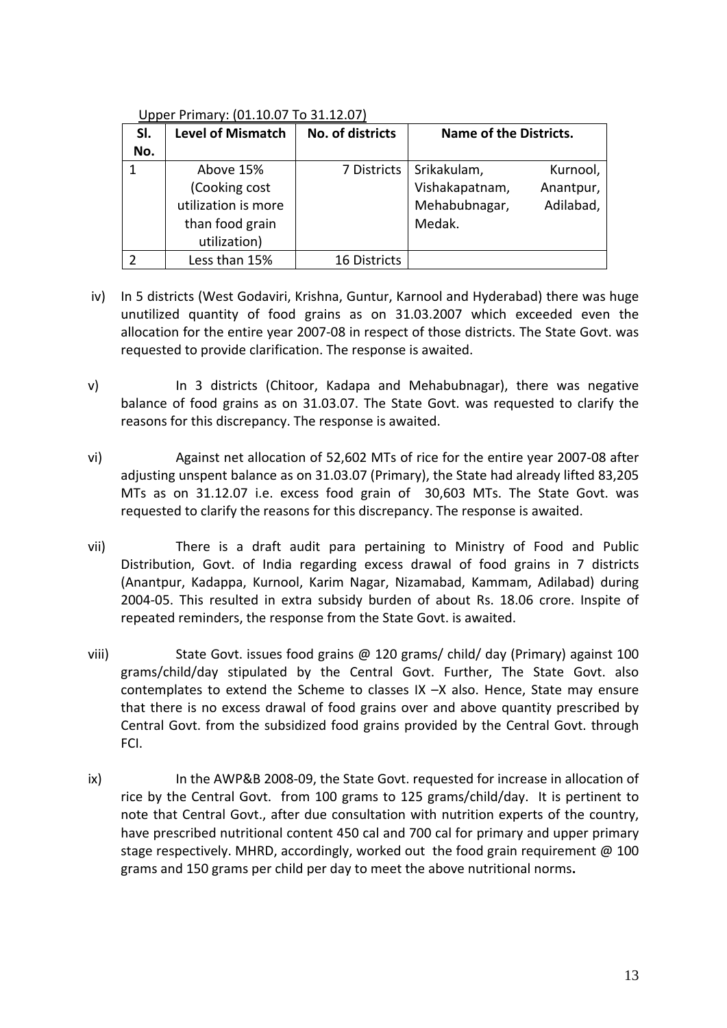Upper Primary: (01.10.07 To 31.12.07)

| Sl. No. | Level of Mismatch | No. of districts | Name of the Districts. |
|---|---|---|---|
| 1 | Above 15% (Cooking cost utilization is more than food grain utilization) | 7 Districts | Srikakulam, Kurnool, Vishakapatnam, Anantpur, Mehabubnagar, Adilabad, Medak. |
| 2 | Less than 15% | 16 Districts | |

iv) In 5 districts (West Godaviri, Krishna, Guntur, Karnool and Hyderabad) there was huge unutilized quantity of food grains as on 31.03.2007 which exceeded even the allocation for the entire year 2007-08 in respect of those districts. The State Govt. was requested to provide clarification. The response is awaited.

v) In 3 districts (Chitoor, Kadapa and Mehabubnagar), there was negative balance of food grains as on 31.03.07. The State Govt. was requested to clarify the reasons for this discrepancy. The response is awaited.

vi) Against net allocation of 52,602 MTs of rice for the entire year 2007-08 after adjusting unspent balance as on 31.03.07 (Primary), the State had already lifted 83,205 MTs as on 31.12.07 i.e. excess food grain of 30,603 MTs. The State Govt. was requested to clarify the reasons for this discrepancy. The response is awaited.

vii) There is a draft audit para pertaining to Ministry of Food and Public Distribution, Govt. of India regarding excess drawal of food grains in 7 districts (Anantpur, Kadappa, Kurnool, Karim Nagar, Nizamabad, Kammam, Adilabad) during 2004-05. This resulted in extra subsidy burden of about Rs. 18.06 crore. Inspite of repeated reminders, the response from the State Govt. is awaited.

viii) State Govt. issues food grains @ 120 grams/ child/ day (Primary) against 100 grams/child/day stipulated by the Central Govt. Further, The State Govt. also contemplates to extend the Scheme to classes IX –X also. Hence, State may ensure that there is no excess drawal of food grains over and above quantity prescribed by Central Govt. from the subsidized food grains provided by the Central Govt. through FCI.

ix) In the AWP&B 2008-09, the State Govt. requested for increase in allocation of rice by the Central Govt. from 100 grams to 125 grams/child/day. It is pertinent to note that Central Govt., after due consultation with nutrition experts of the country, have prescribed nutritional content 450 cal and 700 cal for primary and upper primary stage respectively. MHRD, accordingly, worked out the food grain requirement @ 100 grams and 150 grams per child per day to meet the above nutritional norms.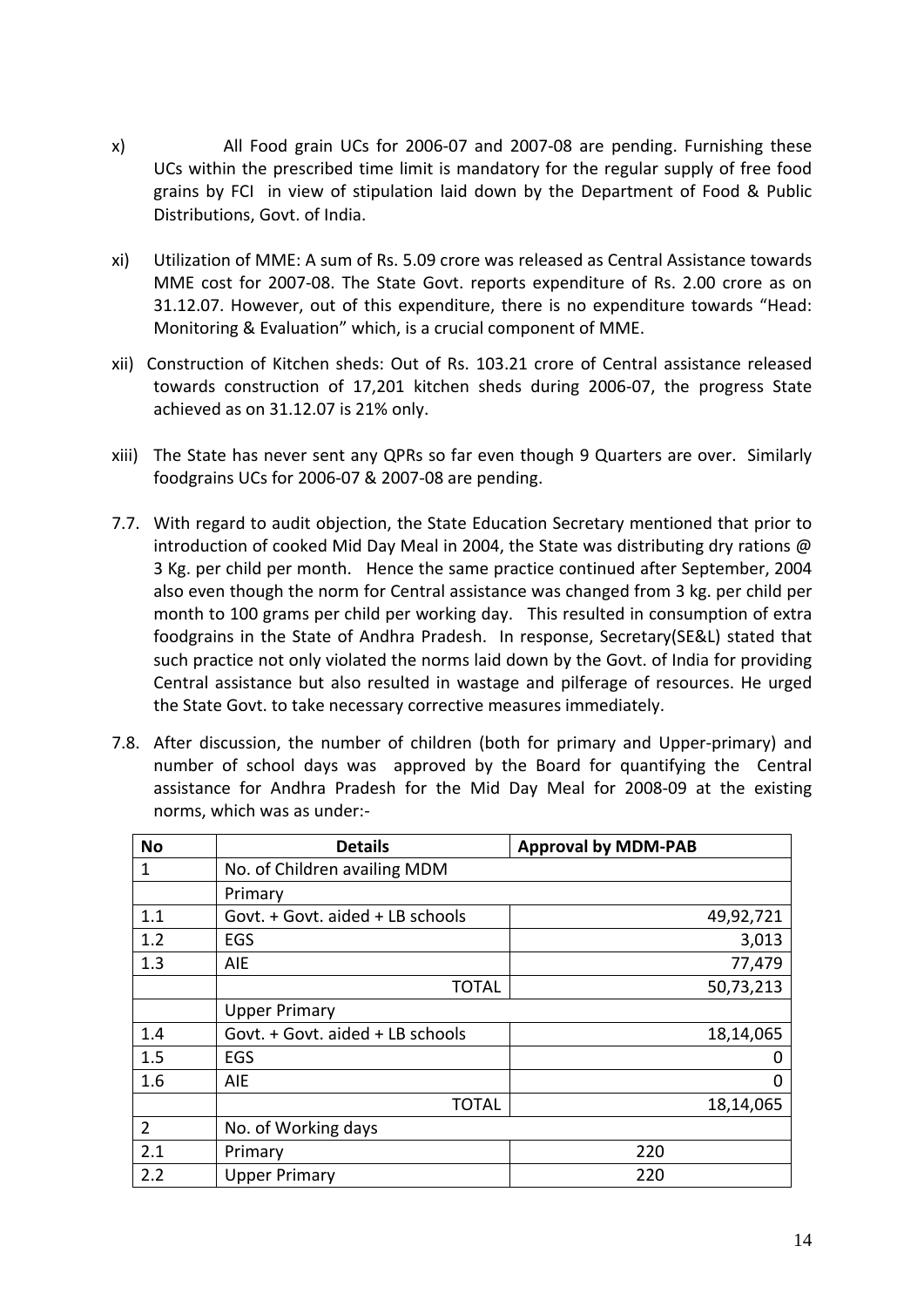x) All Food grain UCs for 2006-07 and 2007-08 are pending. Furnishing these UCs within the prescribed time limit is mandatory for the regular supply of free food grains by FCI in view of stipulation laid down by the Department of Food & Public Distributions, Govt. of India.

xi) Utilization of MME: A sum of Rs. 5.09 crore was released as Central Assistance towards MME cost for 2007-08. The State Govt. reports expenditure of Rs. 2.00 crore as on 31.12.07. However, out of this expenditure, there is no expenditure towards "Head: Monitoring & Evaluation" which, is a crucial component of MME.

xii) Construction of Kitchen sheds: Out of Rs. 103.21 crore of Central assistance released towards construction of 17,201 kitchen sheds during 2006-07, the progress State achieved as on 31.12.07 is 21% only.

xiii) The State has never sent any QPRs so far even though 9 Quarters are over. Similarly foodgrains UCs for 2006-07 & 2007-08 are pending.

7.7. With regard to audit objection, the State Education Secretary mentioned that prior to introduction of cooked Mid Day Meal in 2004, the State was distributing dry rations @ 3 Kg. per child per month. Hence the same practice continued after September, 2004 also even though the norm for Central assistance was changed from 3 kg. per child per month to 100 grams per child per working day. This resulted in consumption of extra foodgrains in the State of Andhra Pradesh. In response, Secretary(SE&L) stated that such practice not only violated the norms laid down by the Govt. of India for providing Central assistance but also resulted in wastage and pilferage of resources. He urged the State Govt. to take necessary corrective measures immediately.

7.8. After discussion, the number of children (both for primary and Upper-primary) and number of school days was approved by the Board for quantifying the Central assistance for Andhra Pradesh for the Mid Day Meal for 2008-09 at the existing norms, which was as under:-

| No | Details | Approval by MDM-PAB |
|---|---|---|
| 1 | No. of Children availing MDM | |
| | Primary | |
| 1.1 | Govt. + Govt. aided + LB schools | 49,92,721 |
| 1.2 | EGS | 3,013 |
| 1.3 | AIE | 77,479 |
| | TOTAL | 50,73,213 |
| | Upper Primary | |
| 1.4 | Govt. + Govt. aided + LB schools | 18,14,065 |
| 1.5 | EGS | 0 |
| 1.6 | AIE | 0 |
| | TOTAL | 18,14,065 |
| 2 | No. of Working days | |
| 2.1 | Primary | 220 |
| 2.2 | Upper Primary | 220 |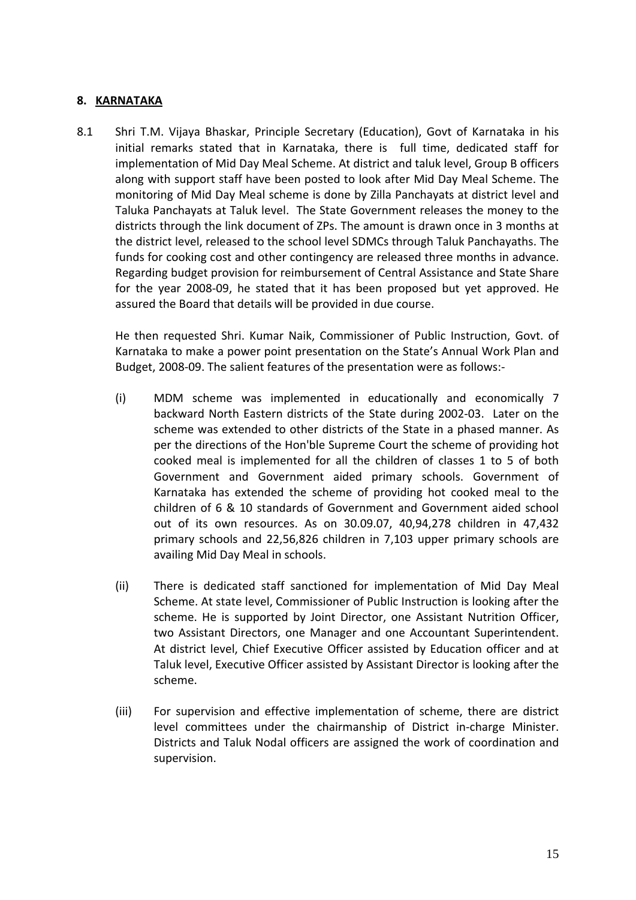## 8. KARNATAKA

8.1 Shri T.M. Vijaya Bhaskar, Principle Secretary (Education), Govt of Karnataka in his initial remarks stated that in Karnataka, there is full time, dedicated staff for implementation of Mid Day Meal Scheme. At district and taluk level, Group B officers along with support staff have been posted to look after Mid Day Meal Scheme. The monitoring of Mid Day Meal scheme is done by Zilla Panchayats at district level and Taluka Panchayats at Taluk level. The State Government releases the money to the districts through the link document of ZPs. The amount is drawn once in 3 months at the district level, released to the school level SDMCs through Taluk Panchayaths. The funds for cooking cost and other contingency are released three months in advance. Regarding budget provision for reimbursement of Central Assistance and State Share for the year 2008-09, he stated that it has been proposed but yet approved. He assured the Board that details will be provided in due course.

He then requested Shri. Kumar Naik, Commissioner of Public Instruction, Govt. of Karnataka to make a power point presentation on the State's Annual Work Plan and Budget, 2008-09. The salient features of the presentation were as follows:-

(i) MDM scheme was implemented in educationally and economically 7 backward North Eastern districts of the State during 2002-03. Later on the scheme was extended to other districts of the State in a phased manner. As per the directions of the Hon'ble Supreme Court the scheme of providing hot cooked meal is implemented for all the children of classes 1 to 5 of both Government and Government aided primary schools. Government of Karnataka has extended the scheme of providing hot cooked meal to the children of 6 & 10 standards of Government and Government aided school out of its own resources. As on 30.09.07, 40,94,278 children in 47,432 primary schools and 22,56,826 children in 7,103 upper primary schools are availing Mid Day Meal in schools.

(ii) There is dedicated staff sanctioned for implementation of Mid Day Meal Scheme. At state level, Commissioner of Public Instruction is looking after the scheme. He is supported by Joint Director, one Assistant Nutrition Officer, two Assistant Directors, one Manager and one Accountant Superintendent. At district level, Chief Executive Officer assisted by Education officer and at Taluk level, Executive Officer assisted by Assistant Director is looking after the scheme.

(iii) For supervision and effective implementation of scheme, there are district level committees under the chairmanship of District in-charge Minister. Districts and Taluk Nodal officers are assigned the work of coordination and supervision.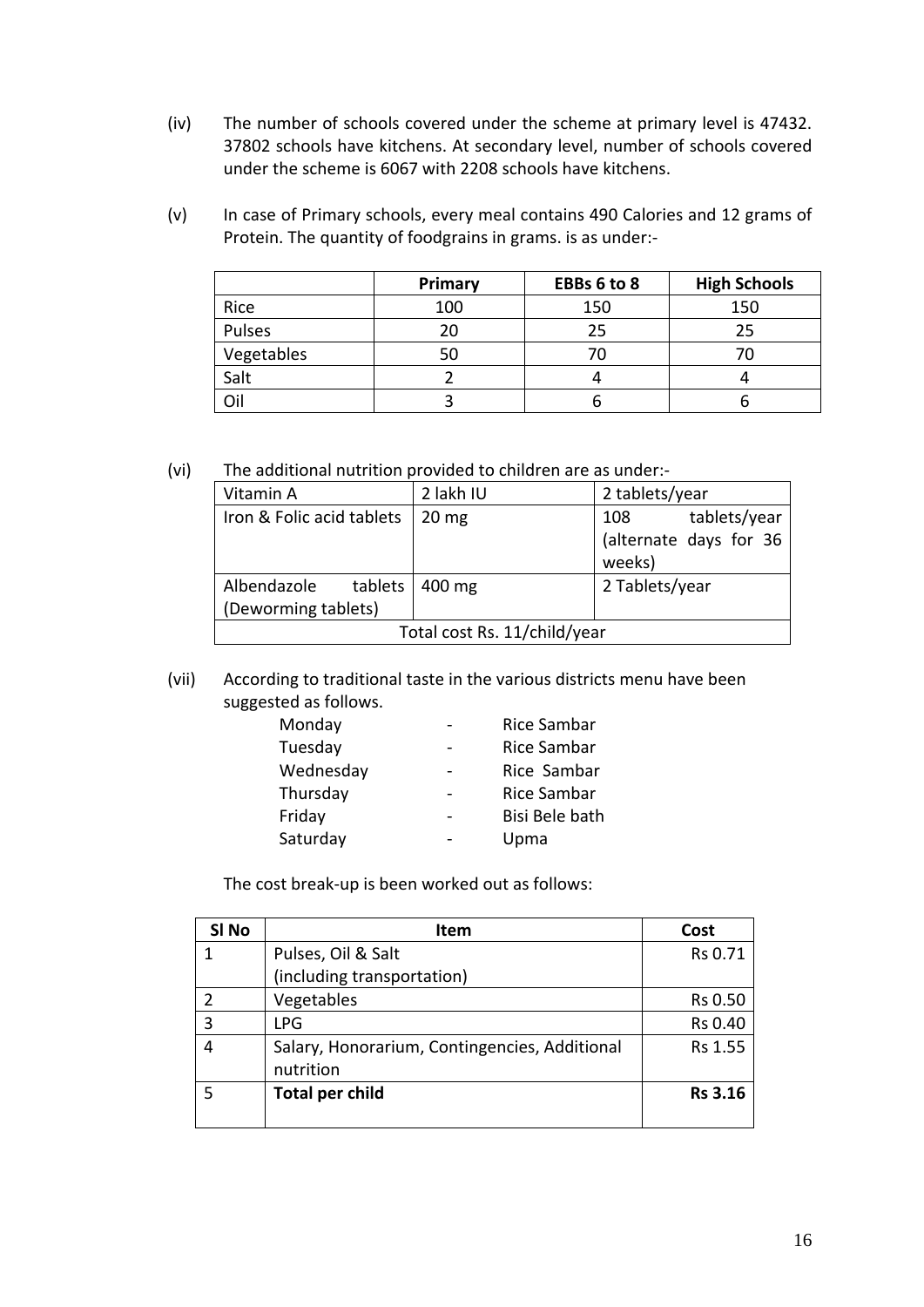(iv) The number of schools covered under the scheme at primary level is 47432. 37802 schools have kitchens. At secondary level, number of schools covered under the scheme is 6067 with 2208 schools have kitchens.

(v) In case of Primary schools, every meal contains 490 Calories and 12 grams of Protein. The quantity of foodgrains in grams. is as under:-

| | Primary | EBBs 6 to 8 | High Schools |
|---|---|---|---|
| Rice | 100 | 150 | 150 |
| Pulses | 20 | 25 | 25 |
| Vegetables | 50 | 70 | 70 |
| Salt | 2 | 4 | 4 |
| Oil | 3 | 6 | 6 |

(vi) The additional nutrition provided to children are as under:-

| | | |
|---|---|---|
| Vitamin A | 2 lakh IU | 2 tablets/year |
| Iron & Folic acid tablets | 20 mg | 108 tablets/year (alternate days for 36 weeks) |
| Albendazole tablets (Deworming tablets) | 400 mg | 2 Tablets/year |
| Total cost Rs. 11/child/year | | |

(vii) According to traditional taste in the various districts menu have been suggested as follows.

- Monday - Rice Sambar
- Tuesday - Rice Sambar
- Wednesday - Rice Sambar
- Thursday - Rice Sambar
- Friday - Bisi Bele bath
- Saturday - Upma

The cost break-up is been worked out as follows:

| Sl No | Item | Cost |
|---|---|---|
| 1 | Pulses, Oil & Salt (including transportation) | Rs 0.71 |
| 2 | Vegetables | Rs 0.50 |
| 3 | LPG | Rs 0.40 |
| 4 | Salary, Honorarium, Contingencies, Additional nutrition | Rs 1.55 |
| 5 | **Total per child** | **Rs 3.16** |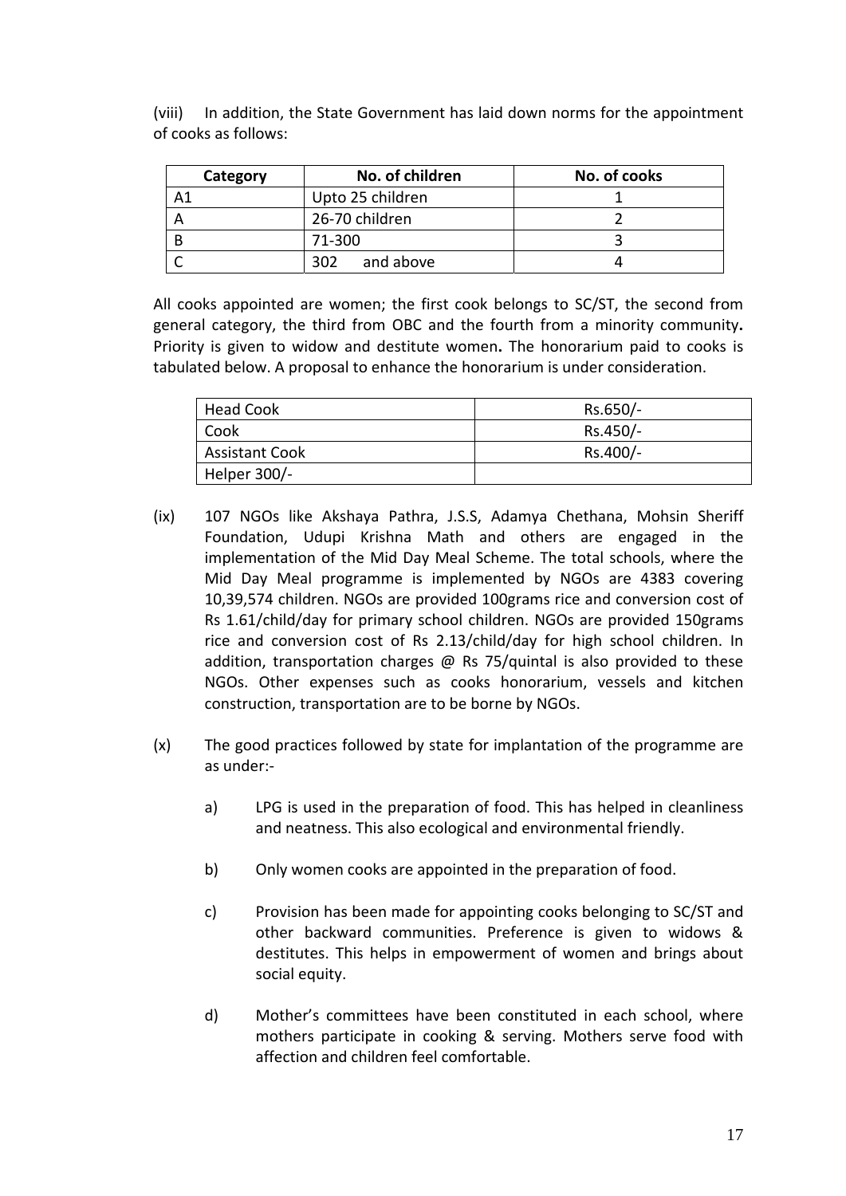(viii) In addition, the State Government has laid down norms for the appointment of cooks as follows:

| Category | No. of children | No. of cooks |
|---|---|---|
| A1 | Upto 25 children | 1 |
| A | 26-70 children | 2 |
| B | 71-300 | 3 |
| C | 302 and above | 4 |

All cooks appointed are women; the first cook belongs to SC/ST, the second from general category, the third from OBC and the fourth from a minority community**.** Priority is given to widow and destitute women**.** The honorarium paid to cooks is tabulated below. A proposal to enhance the honorarium is under consideration.

| Head Cook | Rs.650/- |
|---|---|
| Cook | Rs.450/- |
| Assistant Cook | Rs.400/- |
| Helper 300/- | |

(ix) 107 NGOs like Akshaya Pathra, J.S.S, Adamya Chethana, Mohsin Sheriff Foundation, Udupi Krishna Math and others are engaged in the implementation of the Mid Day Meal Scheme. The total schools, where the Mid Day Meal programme is implemented by NGOs are 4383 covering 10,39,574 children. NGOs are provided 100grams rice and conversion cost of Rs 1.61/child/day for primary school children. NGOs are provided 150grams rice and conversion cost of Rs 2.13/child/day for high school children. In addition, transportation charges @ Rs 75/quintal is also provided to these NGOs. Other expenses such as cooks honorarium, vessels and kitchen construction, transportation are to be borne by NGOs.

(x) The good practices followed by state for implantation of the programme are as under:-

a) LPG is used in the preparation of food. This has helped in cleanliness and neatness. This also ecological and environmental friendly.

b) Only women cooks are appointed in the preparation of food.

c) Provision has been made for appointing cooks belonging to SC/ST and other backward communities. Preference is given to widows & destitutes. This helps in empowerment of women and brings about social equity.

d) Mother's committees have been constituted in each school, where mothers participate in cooking & serving. Mothers serve food with affection and children feel comfortable.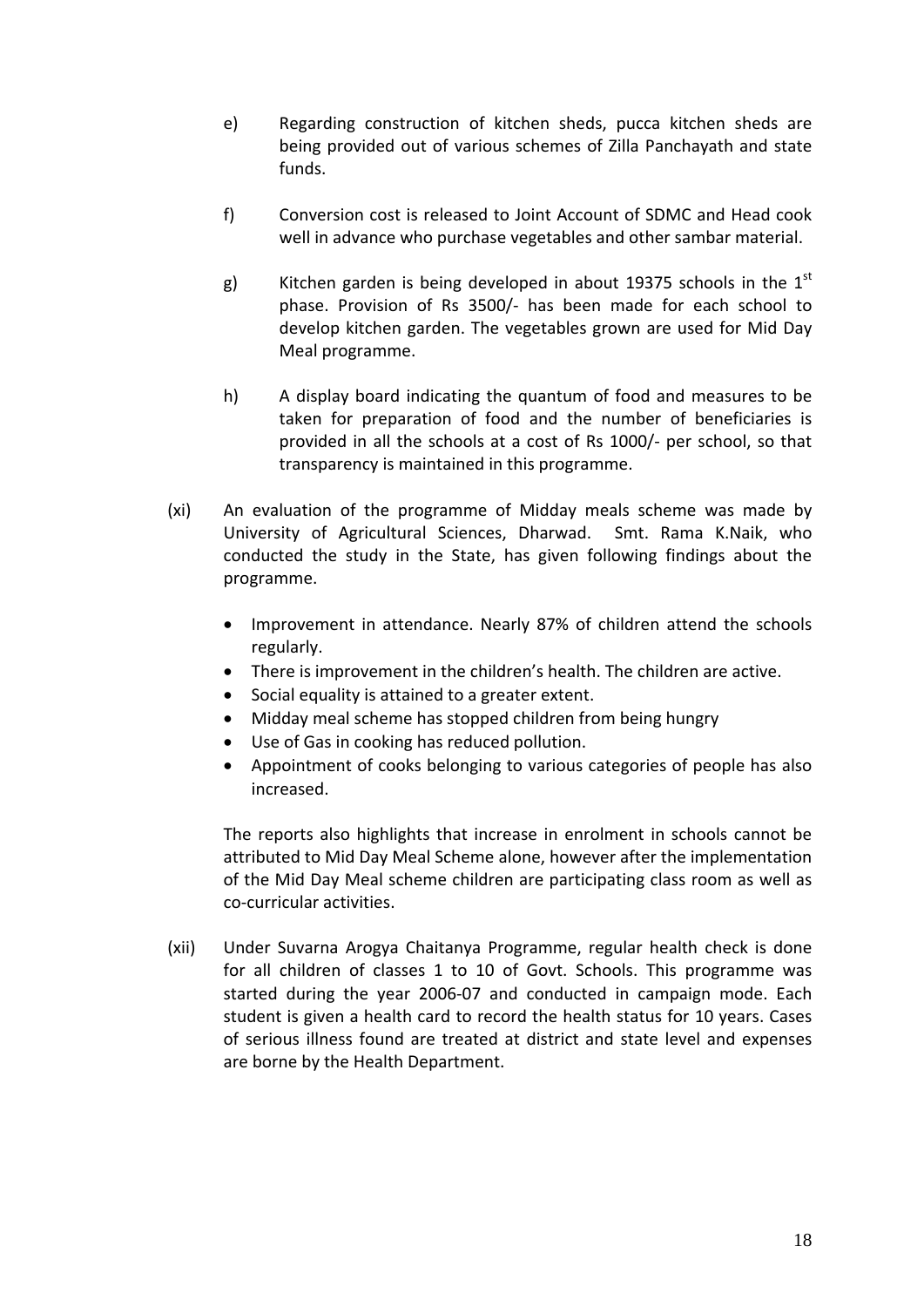e) Regarding construction of kitchen sheds, pucca kitchen sheds are being provided out of various schemes of Zilla Panchayath and state funds.

f) Conversion cost is released to Joint Account of SDMC and Head cook well in advance who purchase vegetables and other sambar material.

g) Kitchen garden is being developed in about 19375 schools in the 1st phase. Provision of Rs 3500/- has been made for each school to develop kitchen garden. The vegetables grown are used for Mid Day Meal programme.

h) A display board indicating the quantum of food and measures to be taken for preparation of food and the number of beneficiaries is provided in all the schools at a cost of Rs 1000/- per school, so that transparency is maintained in this programme.

(xi) An evaluation of the programme of Midday meals scheme was made by University of Agricultural Sciences, Dharwad. Smt. Rama K.Naik, who conducted the study in the State, has given following findings about the programme.

- Improvement in attendance. Nearly 87% of children attend the schools regularly.
- There is improvement in the children's health. The children are active.
- Social equality is attained to a greater extent.
- Midday meal scheme has stopped children from being hungry
- Use of Gas in cooking has reduced pollution.
- Appointment of cooks belonging to various categories of people has also increased.

The reports also highlights that increase in enrolment in schools cannot be attributed to Mid Day Meal Scheme alone, however after the implementation of the Mid Day Meal scheme children are participating class room as well as co-curricular activities.

(xii) Under Suvarna Arogya Chaitanya Programme, regular health check is done for all children of classes 1 to 10 of Govt. Schools. This programme was started during the year 2006-07 and conducted in campaign mode. Each student is given a health card to record the health status for 10 years. Cases of serious illness found are treated at district and state level and expenses are borne by the Health Department.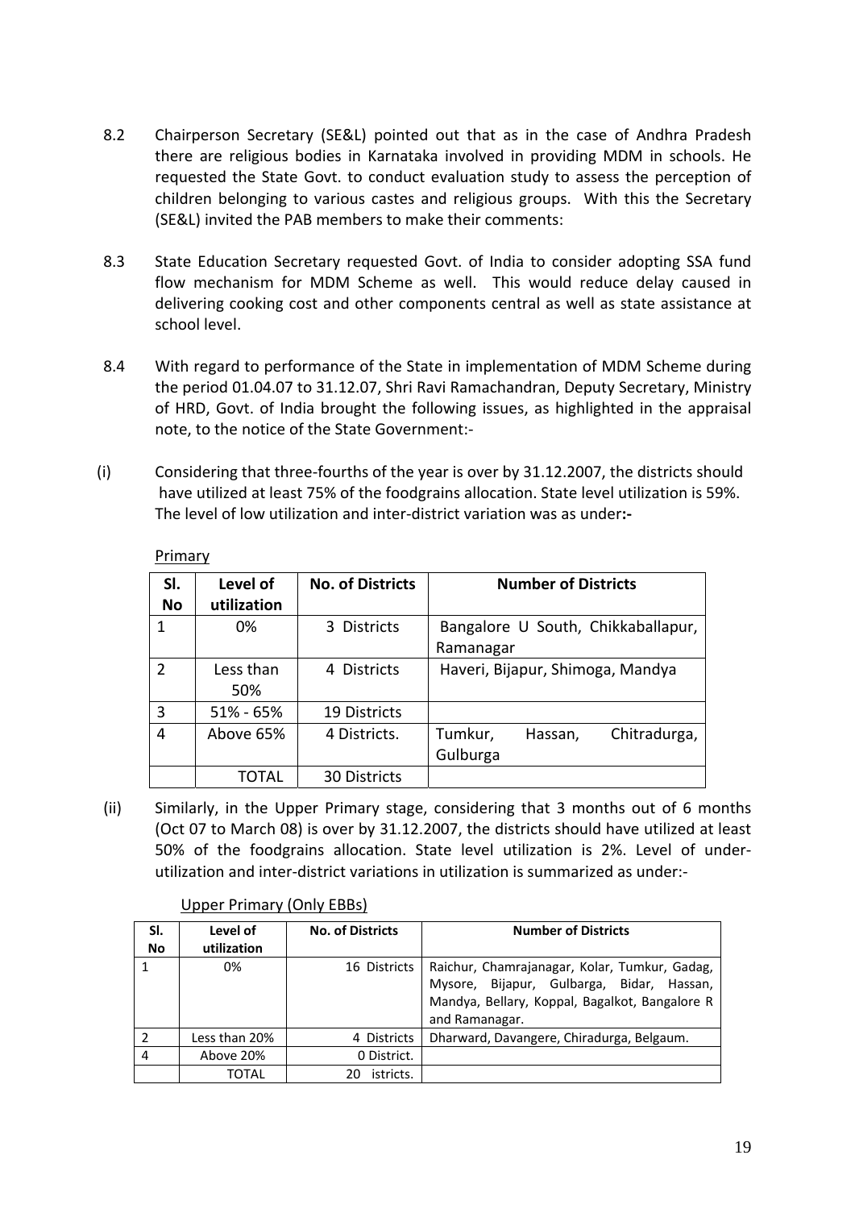8.2 Chairperson Secretary (SE&L) pointed out that as in the case of Andhra Pradesh there are religious bodies in Karnataka involved in providing MDM in schools. He requested the State Govt. to conduct evaluation study to assess the perception of children belonging to various castes and religious groups. With this the Secretary (SE&L) invited the PAB members to make their comments:

8.3 State Education Secretary requested Govt. of India to consider adopting SSA fund flow mechanism for MDM Scheme as well. This would reduce delay caused in delivering cooking cost and other components central as well as state assistance at school level.

8.4 With regard to performance of the State in implementation of MDM Scheme during the period 01.04.07 to 31.12.07, Shri Ravi Ramachandran, Deputy Secretary, Ministry of HRD, Govt. of India brought the following issues, as highlighted in the appraisal note, to the notice of the State Government:-

(i) Considering that three-fourths of the year is over by 31.12.2007, the districts should have utilized at least 75% of the foodgrains allocation. State level utilization is 59%. The level of low utilization and inter-district variation was as under:-

Primary

| Sl. No | Level of utilization | No. of Districts | Number of Districts |
|---|---|---|---|
| 1 | 0% | 3 Districts | Bangalore U South, Chikkaballapur, Ramanagar |
| 2 | Less than 50% | 4 Districts | Haveri, Bijapur, Shimoga, Mandya |
| 3 | 51% - 65% | 19 Districts | |
| 4 | Above 65% | 4 Districts. | Tumkur, Hassan, Chitradurga, Gulburga |
| | TOTAL | 30 Districts | |

(ii) Similarly, in the Upper Primary stage, considering that 3 months out of 6 months (Oct 07 to March 08) is over by 31.12.2007, the districts should have utilized at least 50% of the foodgrains allocation. State level utilization is 2%. Level of under-utilization and inter-district variations in utilization is summarized as under:-

Upper Primary (Only EBBs)

| Sl. No | Level of utilization | No. of Districts | Number of Districts |
|---|---|---|---|
| 1 | 0% | 16 Districts | Raichur, Chamrajanagar, Kolar, Tumkur, Gadag, Mysore, Bijapur, Gulbarga, Bidar, Hassan, Mandya, Bellary, Koppal, Bagalkot, Bangalore R and Ramanagar. |
| 2 | Less than 20% | 4 Districts | Dharward, Davangere, Chiradurga, Belgaum. |
| 4 | Above 20% | 0 District. | |
| | TOTAL | 20 istricts. | |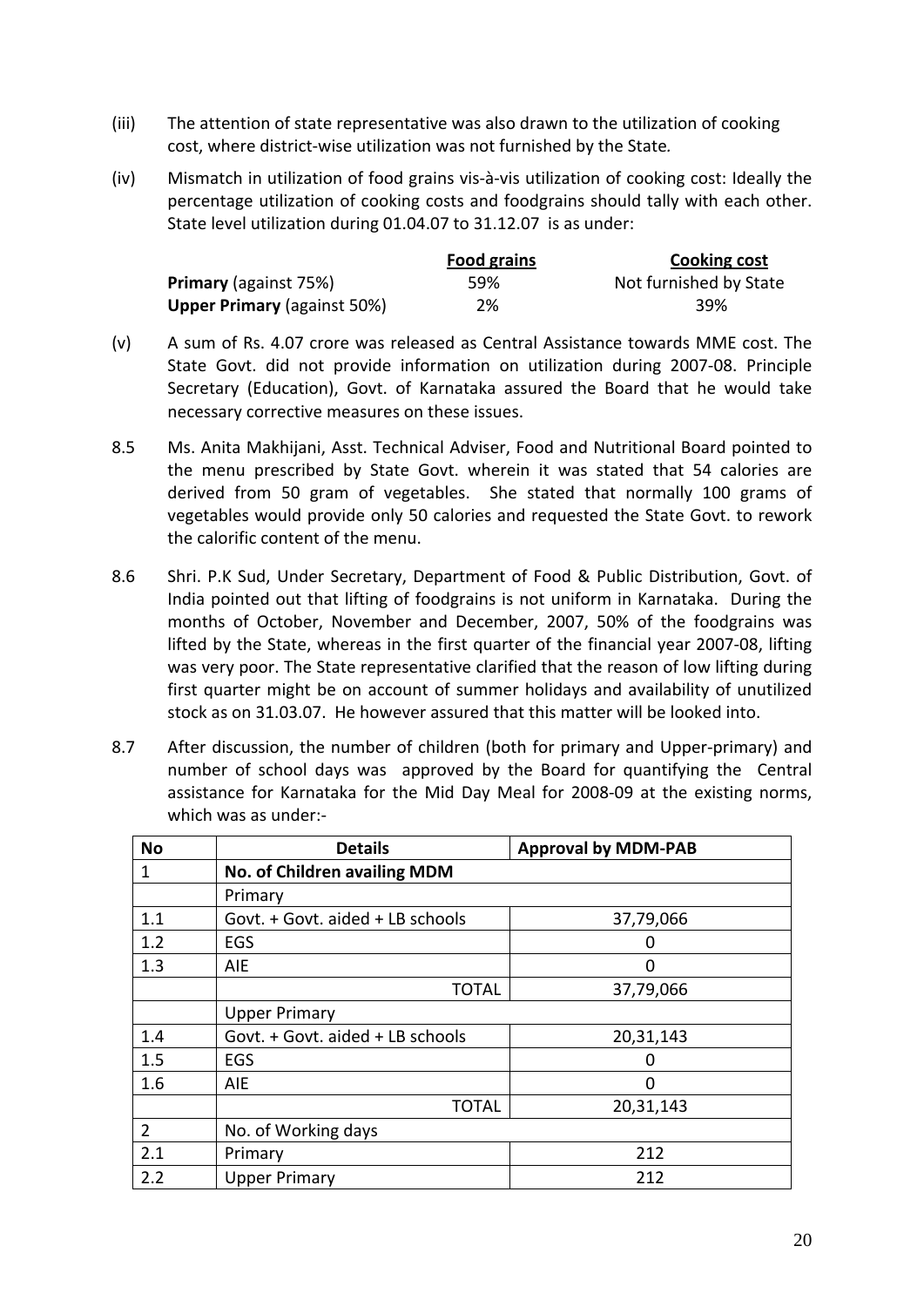(iii) The attention of state representative was also drawn to the utilization of cooking cost, where district-wise utilization was not furnished by the State.

(iv) Mismatch in utilization of food grains vis-à-vis utilization of cooking cost: Ideally the percentage utilization of cooking costs and foodgrains should tally with each other. State level utilization during 01.04.07 to 31.12.07 is as under:

| | Food grains | Cooking cost |
|---|---|---|
| **Primary** (against 75%) | 59% | Not furnished by State |
| **Upper Primary** (against 50%) | 2% | 39% |

(v) A sum of Rs. 4.07 crore was released as Central Assistance towards MME cost. The State Govt. did not provide information on utilization during 2007-08. Principle Secretary (Education), Govt. of Karnataka assured the Board that he would take necessary corrective measures on these issues.

8.5 Ms. Anita Makhijani, Asst. Technical Adviser, Food and Nutritional Board pointed to the menu prescribed by State Govt. wherein it was stated that 54 calories are derived from 50 gram of vegetables. She stated that normally 100 grams of vegetables would provide only 50 calories and requested the State Govt. to rework the calorific content of the menu.

8.6 Shri. P.K Sud, Under Secretary, Department of Food & Public Distribution, Govt. of India pointed out that lifting of foodgrains is not uniform in Karnataka. During the months of October, November and December, 2007, 50% of the foodgrains was lifted by the State, whereas in the first quarter of the financial year 2007-08, lifting was very poor. The State representative clarified that the reason of low lifting during first quarter might be on account of summer holidays and availability of unutilized stock as on 31.03.07. He however assured that this matter will be looked into.

8.7 After discussion, the number of children (both for primary and Upper-primary) and number of school days was approved by the Board for quantifying the Central assistance for Karnataka for the Mid Day Meal for 2008-09 at the existing norms, which was as under:-

| No | Details | Approval by MDM-PAB |
|---|---|---|
| 1 | **No. of Children availing MDM** | |
| | Primary | |
| 1.1 | Govt. + Govt. aided + LB schools | 37,79,066 |
| 1.2 | EGS | 0 |
| 1.3 | AIE | 0 |
| | TOTAL | 37,79,066 |
| | Upper Primary | |
| 1.4 | Govt. + Govt. aided + LB schools | 20,31,143 |
| 1.5 | EGS | 0 |
| 1.6 | AIE | 0 |
| | TOTAL | 20,31,143 |
| 2 | No. of Working days | |
| 2.1 | Primary | 212 |
| 2.2 | Upper Primary | 212 |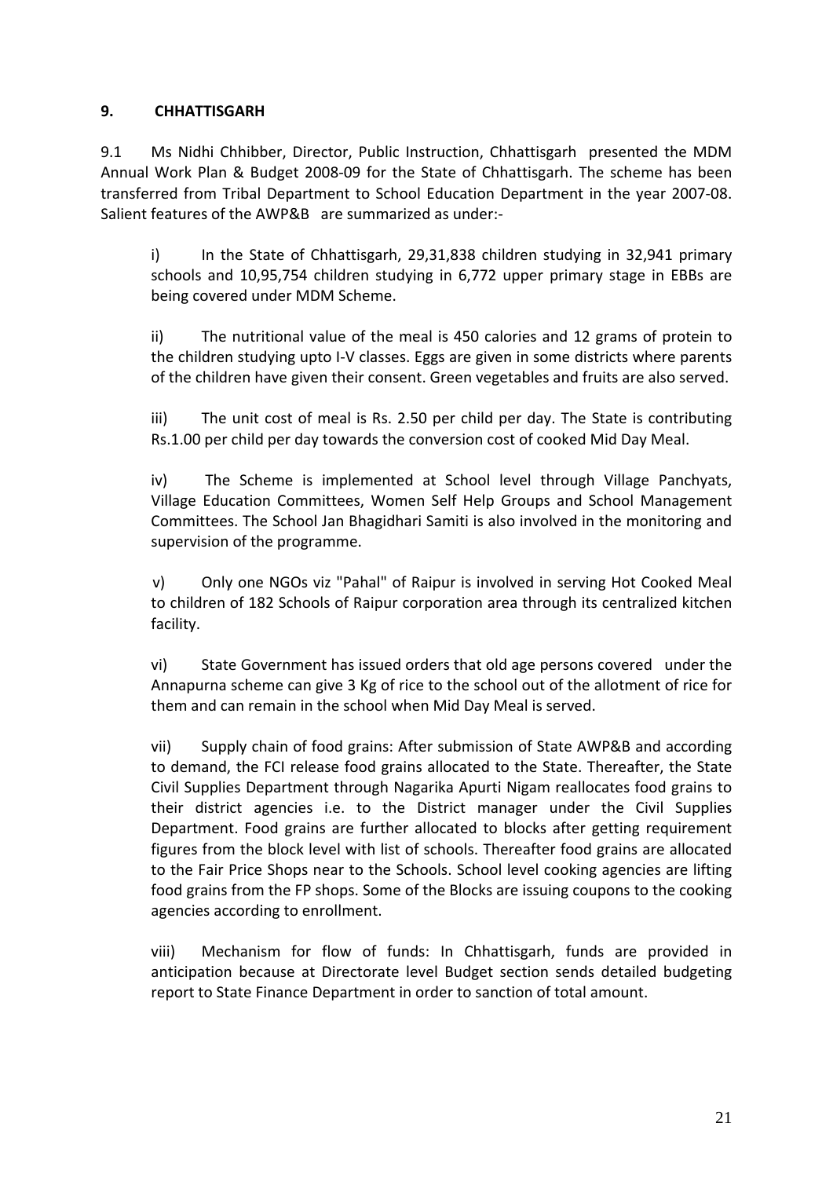**9. CHHATTISGARH**

9.1 Ms Nidhi Chhibber, Director, Public Instruction, Chhattisgarh presented the MDM Annual Work Plan & Budget 2008-09 for the State of Chhattisgarh. The scheme has been transferred from Tribal Department to School Education Department in the year 2007-08. Salient features of the AWP&B are summarized as under:-

i) In the State of Chhattisgarh, 29,31,838 children studying in 32,941 primary schools and 10,95,754 children studying in 6,772 upper primary stage in EBBs are being covered under MDM Scheme.

ii) The nutritional value of the meal is 450 calories and 12 grams of protein to the children studying upto I-V classes. Eggs are given in some districts where parents of the children have given their consent. Green vegetables and fruits are also served.

iii) The unit cost of meal is Rs. 2.50 per child per day. The State is contributing Rs.1.00 per child per day towards the conversion cost of cooked Mid Day Meal.

iv) The Scheme is implemented at School level through Village Panchyats, Village Education Committees, Women Self Help Groups and School Management Committees. The School Jan Bhagidhari Samiti is also involved in the monitoring and supervision of the programme.

v) Only one NGOs viz "Pahal" of Raipur is involved in serving Hot Cooked Meal to children of 182 Schools of Raipur corporation area through its centralized kitchen facility.

vi) State Government has issued orders that old age persons covered under the Annapurna scheme can give 3 Kg of rice to the school out of the allotment of rice for them and can remain in the school when Mid Day Meal is served.

vii) Supply chain of food grains: After submission of State AWP&B and according to demand, the FCI release food grains allocated to the State. Thereafter, the State Civil Supplies Department through Nagarika Apurti Nigam reallocates food grains to their district agencies i.e. to the District manager under the Civil Supplies Department. Food grains are further allocated to blocks after getting requirement figures from the block level with list of schools. Thereafter food grains are allocated to the Fair Price Shops near to the Schools. School level cooking agencies are lifting food grains from the FP shops. Some of the Blocks are issuing coupons to the cooking agencies according to enrollment.

viii) Mechanism for flow of funds: In Chhattisgarh, funds are provided in anticipation because at Directorate level Budget section sends detailed budgeting report to State Finance Department in order to sanction of total amount.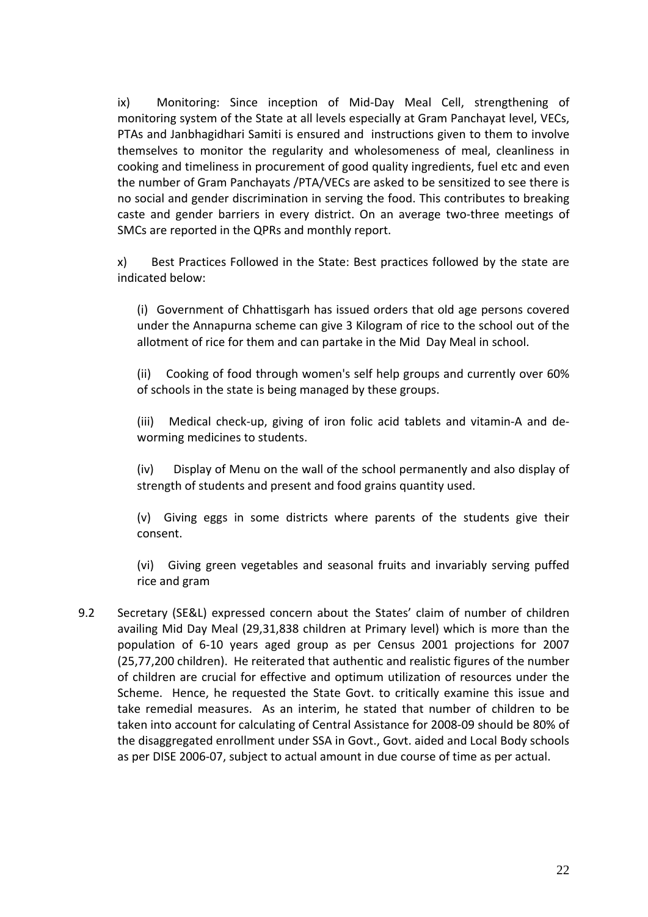ix) Monitoring: Since inception of Mid-Day Meal Cell, strengthening of monitoring system of the State at all levels especially at Gram Panchayat level, VECs, PTAs and Janbhagidhari Samiti is ensured and instructions given to them to involve themselves to monitor the regularity and wholesomeness of meal, cleanliness in cooking and timeliness in procurement of good quality ingredients, fuel etc and even the number of Gram Panchayats /PTA/VECs are asked to be sensitized to see there is no social and gender discrimination in serving the food. This contributes to breaking caste and gender barriers in every district. On an average two-three meetings of SMCs are reported in the QPRs and monthly report.

x) Best Practices Followed in the State: Best practices followed by the state are indicated below:

(i) Government of Chhattisgarh has issued orders that old age persons covered under the Annapurna scheme can give 3 Kilogram of rice to the school out of the allotment of rice for them and can partake in the Mid Day Meal in school.

(ii) Cooking of food through women's self help groups and currently over 60% of schools in the state is being managed by these groups.

(iii) Medical check-up, giving of iron folic acid tablets and vitamin-A and de-worming medicines to students.

(iv) Display of Menu on the wall of the school permanently and also display of strength of students and present and food grains quantity used.

(v) Giving eggs in some districts where parents of the students give their consent.

(vi) Giving green vegetables and seasonal fruits and invariably serving puffed rice and gram

9.2 Secretary (SE&L) expressed concern about the States' claim of number of children availing Mid Day Meal (29,31,838 children at Primary level) which is more than the population of 6-10 years aged group as per Census 2001 projections for 2007 (25,77,200 children). He reiterated that authentic and realistic figures of the number of children are crucial for effective and optimum utilization of resources under the Scheme. Hence, he requested the State Govt. to critically examine this issue and take remedial measures. As an interim, he stated that number of children to be taken into account for calculating of Central Assistance for 2008-09 should be 80% of the disaggregated enrollment under SSA in Govt., Govt. aided and Local Body schools as per DISE 2006-07, subject to actual amount in due course of time as per actual.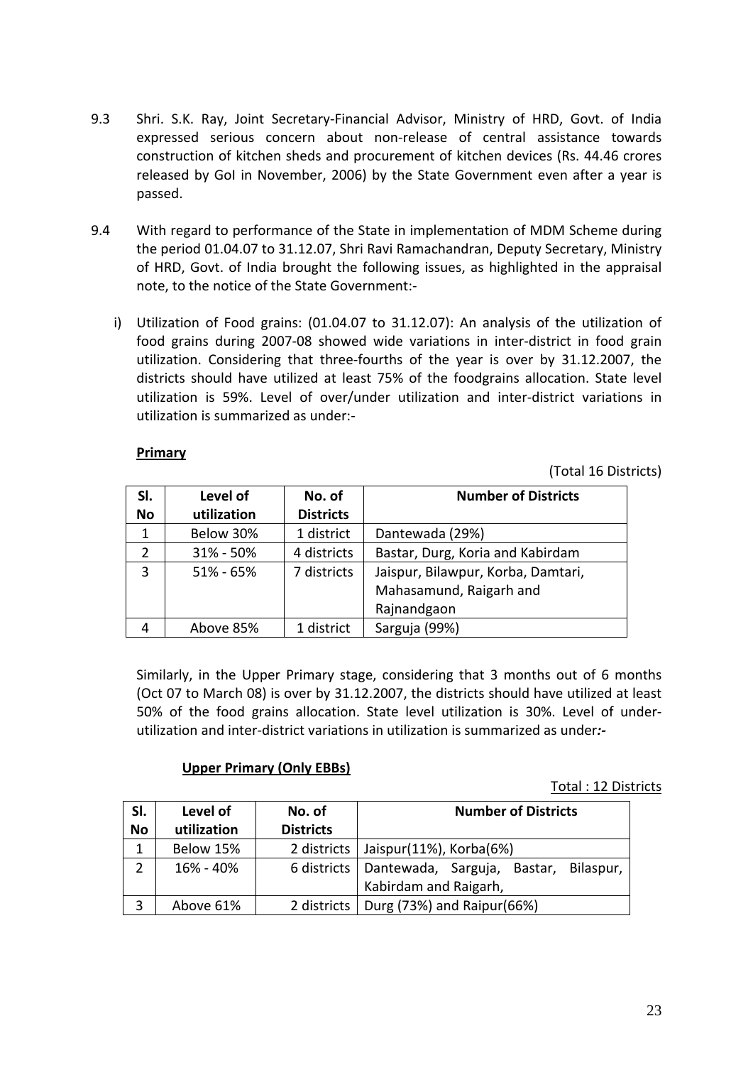9.3 Shri. S.K. Ray, Joint Secretary-Financial Advisor, Ministry of HRD, Govt. of India expressed serious concern about non-release of central assistance towards construction of kitchen sheds and procurement of kitchen devices (Rs. 44.46 crores released by GoI in November, 2006) by the State Government even after a year is passed.

9.4 With regard to performance of the State in implementation of MDM Scheme during the period 01.04.07 to 31.12.07, Shri Ravi Ramachandran, Deputy Secretary, Ministry of HRD, Govt. of India brought the following issues, as highlighted in the appraisal note, to the notice of the State Government:-

i) Utilization of Food grains: (01.04.07 to 31.12.07): An analysis of the utilization of food grains during 2007-08 showed wide variations in inter-district in food grain utilization. Considering that three-fourths of the year is over by 31.12.2007, the districts should have utilized at least 75% of the foodgrains allocation. State level utilization is 59%. Level of over/under utilization and inter-district variations in utilization is summarized as under:-

**Primary**

(Total 16 Districts)

| Sl. No | Level of utilization | No. of Districts | Number of Districts |
|---|---|---|---|
| 1 | Below 30% | 1 district | Dantewada (29%) |
| 2 | 31% - 50% | 4 districts | Bastar, Durg, Koria and Kabirdam |
| 3 | 51% - 65% | 7 districts | Jaispur, Bilawpur, Korba, Damtari, Mahasamund, Raigarh and Rajnandgaon |
| 4 | Above 85% | 1 district | Sarguja (99%) |

Similarly, in the Upper Primary stage, considering that 3 months out of 6 months (Oct 07 to March 08) is over by 31.12.2007, the districts should have utilized at least 50% of the food grains allocation. State level utilization is 30%. Level of under-utilization and inter-district variations in utilization is summarized as under***:-***

**Upper Primary (Only EBBs)**

Total : 12 Districts

| Sl. No | Level of utilization | No. of Districts | Number of Districts |
|---|---|---|---|
| 1 | Below 15% | 2 districts | Jaispur(11%), Korba(6%) |
| 2 | 16% - 40% | 6 districts | Dantewada, Sarguja, Bastar, Bilaspur, Kabirdam and Raigarh, |
| 3 | Above 61% | 2 districts | Durg (73%) and Raipur(66%) |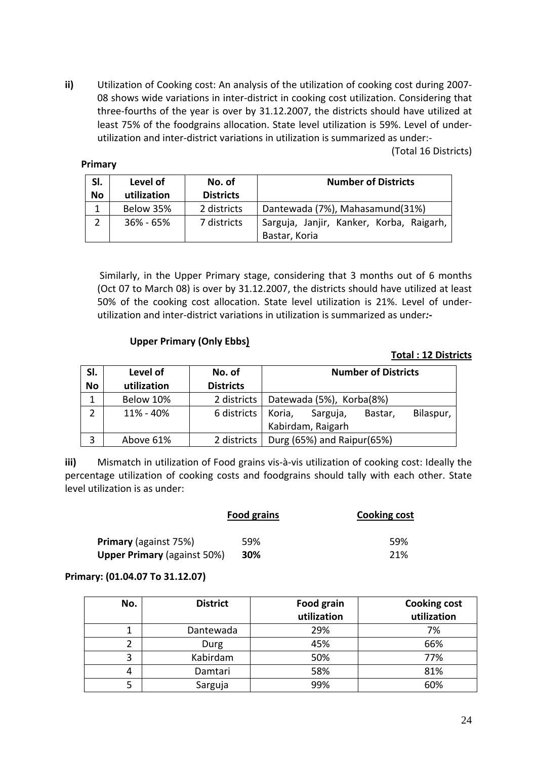**ii)** Utilization of Cooking cost: An analysis of the utilization of cooking cost during 2007-08 shows wide variations in inter-district in cooking cost utilization. Considering that three-fourths of the year is over by 31.12.2007, the districts should have utilized at least 75% of the foodgrains allocation. State level utilization is 59%. Level of under-utilization and inter-district variations in utilization is summarized as under:-

(Total 16 Districts)

**Primary**

| Sl. No | Level of utilization | No. of Districts | Number of Districts |
|---|---|---|---|
| 1 | Below 35% | 2 districts | Dantewada (7%), Mahasamund(31%) |
| 2 | 36% - 65% | 7 districts | Sarguja, Janjir, Kanker, Korba, Raigarh, Bastar, Koria |

Similarly, in the Upper Primary stage, considering that 3 months out of 6 months (Oct 07 to March 08) is over by 31.12.2007, the districts should have utilized at least 50% of the cooking cost allocation. State level utilization is 21%. Level of under-utilization and inter-district variations in utilization is summarized as under***:-***

**Upper Primary (Only Ebbs)**

**Total : 12 Districts**

| Sl. No | Level of utilization | No. of Districts | Number of Districts |
|---|---|---|---|
| 1 | Below 10% | 2 districts | Datewada (5%), Korba(8%) |
| 2 | 11% - 40% | 6 districts | Koria, Sarguja, Bastar, Bilaspur, Kabirdam, Raigarh |
| 3 | Above 61% | 2 districts | Durg (65%) and Raipur(65%) |

**iii)** Mismatch in utilization of Food grains vis-à-vis utilization of cooking cost: Ideally the percentage utilization of cooking costs and foodgrains should tally with each other. State level utilization is as under:

| | Food grains | Cooking cost |
|---|---|---|
| **Primary** (against 75%) | 59% | 59% |
| **Upper Primary** (against 50%) | **30%** | 21% |

**Primary: (01.04.07 To 31.12.07)**

| No. | District | Food grain utilization | Cooking cost utilization |
|---|---|---|---|
| 1 | Dantewada | 29% | 7% |
| 2 | Durg | 45% | 66% |
| 3 | Kabirdam | 50% | 77% |
| 4 | Damtari | 58% | 81% |
| 5 | Sarguja | 99% | 60% |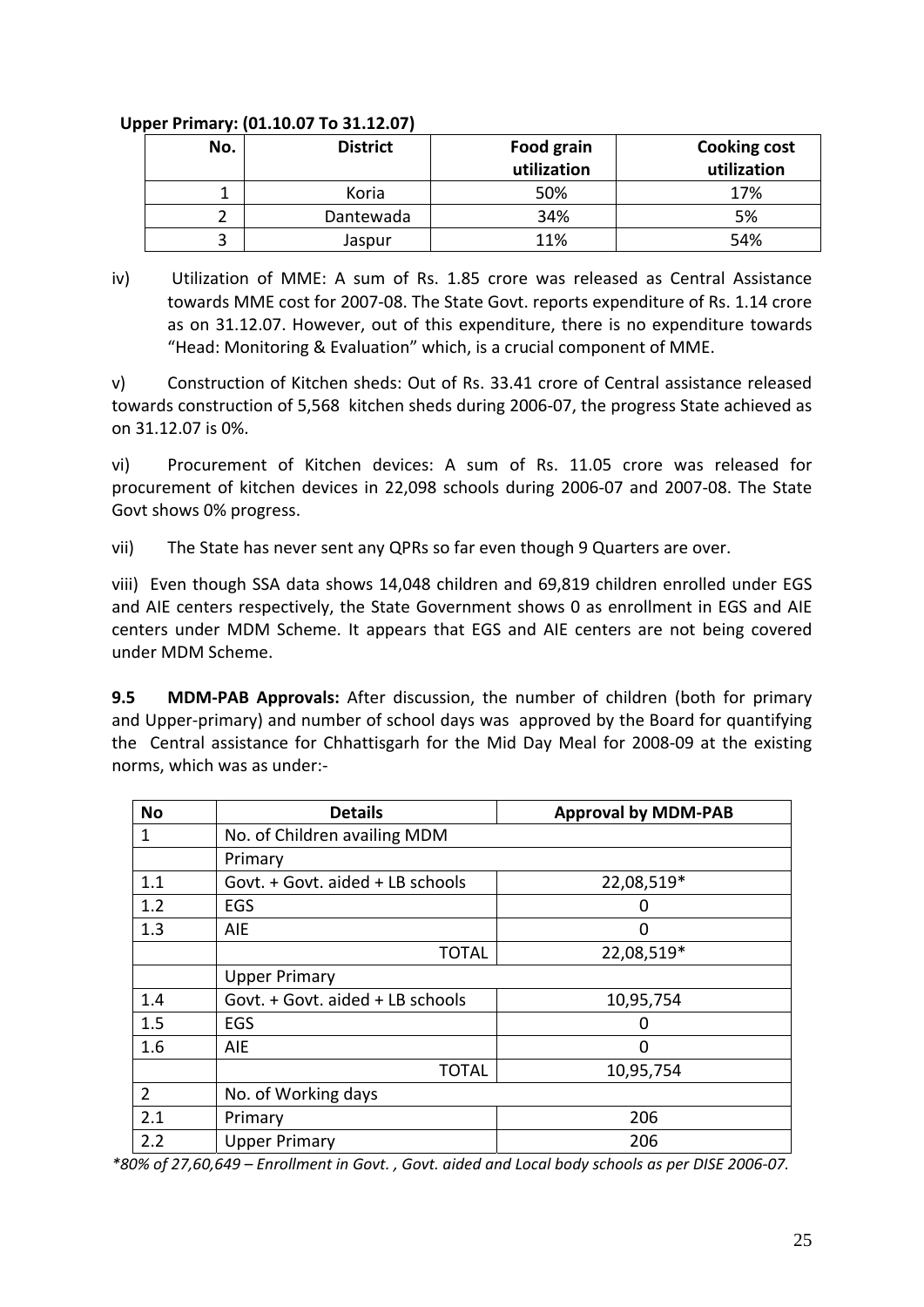**Upper Primary: (01.10.07 To 31.12.07)**

| No. | District | Food grain utilization | Cooking cost utilization |
|---|---|---|---|
| 1 | Koria | 50% | 17% |
| 2 | Dantewada | 34% | 5% |
| 3 | Jaspur | 11% | 54% |

iv) Utilization of MME: A sum of Rs. 1.85 crore was released as Central Assistance towards MME cost for 2007-08. The State Govt. reports expenditure of Rs. 1.14 crore as on 31.12.07. However, out of this expenditure, there is no expenditure towards "Head: Monitoring & Evaluation" which, is a crucial component of MME.

v) Construction of Kitchen sheds: Out of Rs. 33.41 crore of Central assistance released towards construction of 5,568 kitchen sheds during 2006-07, the progress State achieved as on 31.12.07 is 0%.

vi) Procurement of Kitchen devices: A sum of Rs. 11.05 crore was released for procurement of kitchen devices in 22,098 schools during 2006-07 and 2007-08. The State Govt shows 0% progress.

vii) The State has never sent any QPRs so far even though 9 Quarters are over.

viii) Even though SSA data shows 14,048 children and 69,819 children enrolled under EGS and AIE centers respectively, the State Government shows 0 as enrollment in EGS and AIE centers under MDM Scheme. It appears that EGS and AIE centers are not being covered under MDM Scheme.

**9.5 MDM-PAB Approvals:** After discussion, the number of children (both for primary and Upper-primary) and number of school days was approved by the Board for quantifying the Central assistance for Chhattisgarh for the Mid Day Meal for 2008-09 at the existing norms, which was as under:-

| No | Details | Approval by MDM-PAB |
|---|---|---|
| 1 | No. of Children availing MDM | |
| | Primary | |
| 1.1 | Govt. + Govt. aided + LB schools | 22,08,519* |
| 1.2 | EGS | 0 |
| 1.3 | AIE | 0 |
| | TOTAL | 22,08,519* |
| | Upper Primary | |
| 1.4 | Govt. + Govt. aided + LB schools | 10,95,754 |
| 1.5 | EGS | 0 |
| 1.6 | AIE | 0 |
| | TOTAL | 10,95,754 |
| 2 | No. of Working days | |
| 2.1 | Primary | 206 |
| 2.2 | Upper Primary | 206 |

*\*80% of 27,60,649 – Enrollment in Govt. , Govt. aided and Local body schools as per DISE 2006-07.*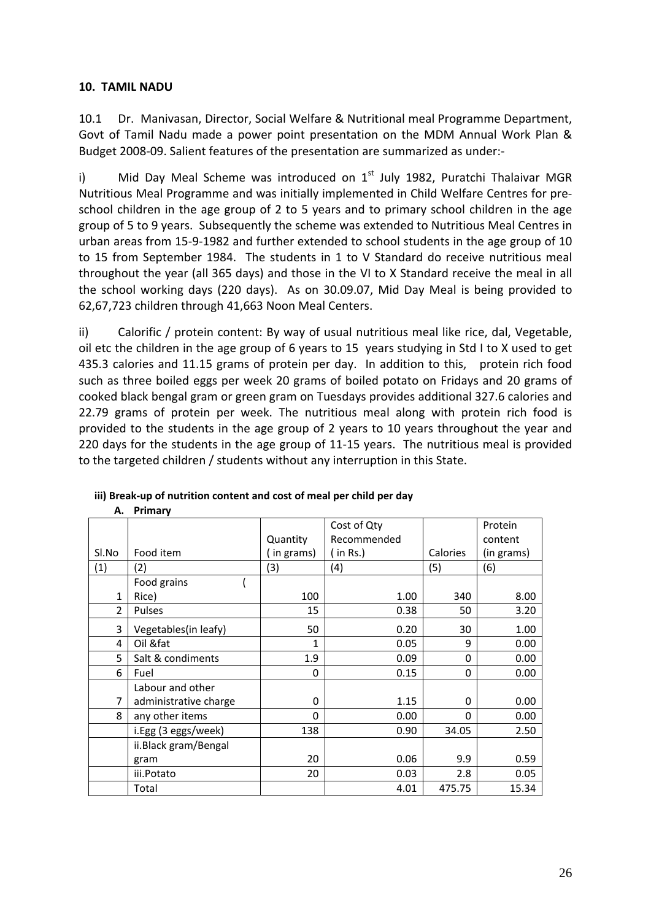## 10. TAMIL NADU

10.1 Dr. Manivasan, Director, Social Welfare & Nutritional meal Programme Department, Govt of Tamil Nadu made a power point presentation on the MDM Annual Work Plan & Budget 2008-09. Salient features of the presentation are summarized as under:-

i) Mid Day Meal Scheme was introduced on 1st July 1982, Puratchi Thalaivar MGR Nutritious Meal Programme and was initially implemented in Child Welfare Centres for pre-school children in the age group of 2 to 5 years and to primary school children in the age group of 5 to 9 years. Subsequently the scheme was extended to Nutritious Meal Centres in urban areas from 15-9-1982 and further extended to school students in the age group of 10 to 15 from September 1984. The students in 1 to V Standard do receive nutritious meal throughout the year (all 365 days) and those in the VI to X Standard receive the meal in all the school working days (220 days). As on 30.09.07, Mid Day Meal is being provided to 62,67,723 children through 41,663 Noon Meal Centers.

ii) Calorific / protein content: By way of usual nutritious meal like rice, dal, Vegetable, oil etc the children in the age group of 6 years to 15 years studying in Std I to X used to get 435.3 calories and 11.15 grams of protein per day. In addition to this, protein rich food such as three boiled eggs per week 20 grams of boiled potato on Fridays and 20 grams of cooked black bengal gram or green gram on Tuesdays provides additional 327.6 calories and 22.79 grams of protein per week. The nutritious meal along with protein rich food is provided to the students in the age group of 2 years to 10 years throughout the year and 220 days for the students in the age group of 11-15 years. The nutritious meal is provided to the targeted children / students without any interruption in this State.

**iii) Break-up of nutrition content and cost of meal per child per day**

**A. Primary**

| Sl.No | Food item | Quantity ( in grams) | Cost of Qty Recommended ( in Rs.) | Calories | Protein content (in grams) |
|---|---|---|---|---|---|
| (1) | (2) | (3) | (4) | (5) | (6) |
| 1 | Food grains ( Rice) | 100 | 1.00 | 340 | 8.00 |
| 2 | Pulses | 15 | 0.38 | 50 | 3.20 |
| 3 | Vegetables(in leafy) | 50 | 0.20 | 30 | 1.00 |
| 4 | Oil &fat | 1 | 0.05 | 9 | 0.00 |
| 5 | Salt & condiments | 1.9 | 0.09 | 0 | 0.00 |
| 6 | Fuel | 0 | 0.15 | 0 | 0.00 |
| 7 | Labour and other administrative charge | 0 | 1.15 | 0 | 0.00 |
| 8 | any other items | 0 | 0.00 | 0 | 0.00 |
| | i.Egg (3 eggs/week) | 138 | 0.90 | 34.05 | 2.50 |
| | ii.Black gram/Bengal gram | 20 | 0.06 | 9.9 | 0.59 |
| | iii.Potato | 20 | 0.03 | 2.8 | 0.05 |
| | Total | | 4.01 | 475.75 | 15.34 |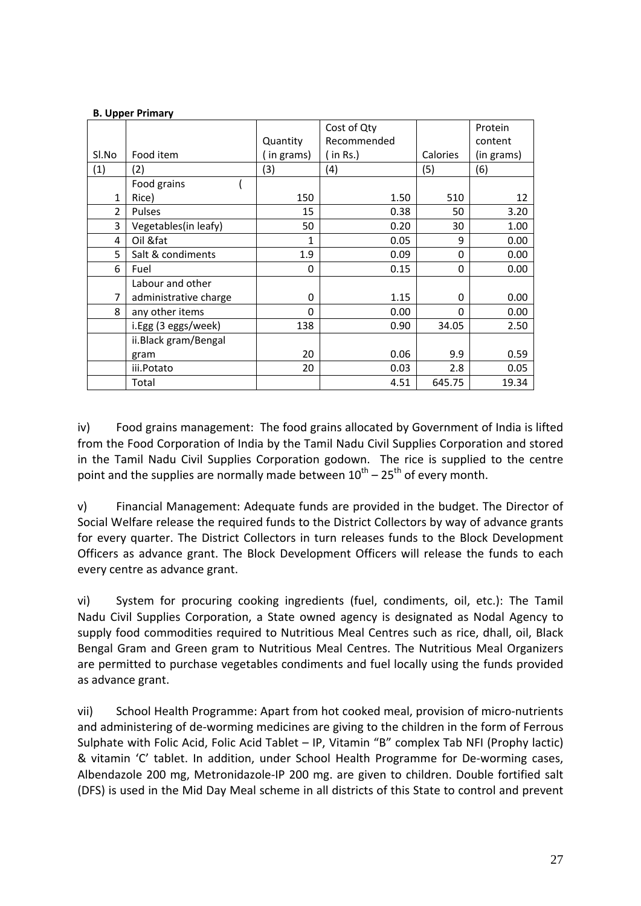**B. Upper Primary**

| Sl.No | Food item | Quantity ( in grams) | Cost of Qty Recommended ( in Rs.) | Calories | Protein content (in grams) |
|---|---|---|---|---|---|
| (1) | (2) | (3) | (4) | (5) | (6) |
| 1 | Food grains ( Rice) | 150 | 1.50 | 510 | 12 |
| 2 | Pulses | 15 | 0.38 | 50 | 3.20 |
| 3 | Vegetables(in leafy) | 50 | 0.20 | 30 | 1.00 |
| 4 | Oil &fat | 1 | 0.05 | 9 | 0.00 |
| 5 | Salt & condiments | 1.9 | 0.09 | 0 | 0.00 |
| 6 | Fuel | 0 | 0.15 | 0 | 0.00 |
| 7 | Labour and other administrative charge | 0 | 1.15 | 0 | 0.00 |
| 8 | any other items | 0 | 0.00 | 0 | 0.00 |
| | i.Egg (3 eggs/week) | 138 | 0.90 | 34.05 | 2.50 |
| | ii.Black gram/Bengal gram | 20 | 0.06 | 9.9 | 0.59 |
| | iii.Potato | 20 | 0.03 | 2.8 | 0.05 |
| | Total | | 4.51 | 645.75 | 19.34 |

iv) Food grains management: The food grains allocated by Government of India is lifted from the Food Corporation of India by the Tamil Nadu Civil Supplies Corporation and stored in the Tamil Nadu Civil Supplies Corporation godown. The rice is supplied to the centre point and the supplies are normally made between $10^{th}$ – $25^{th}$ of every month.

v) Financial Management: Adequate funds are provided in the budget. The Director of Social Welfare release the required funds to the District Collectors by way of advance grants for every quarter. The District Collectors in turn releases funds to the Block Development Officers as advance grant. The Block Development Officers will release the funds to each every centre as advance grant.

vi) System for procuring cooking ingredients (fuel, condiments, oil, etc.): The Tamil Nadu Civil Supplies Corporation, a State owned agency is designated as Nodal Agency to supply food commodities required to Nutritious Meal Centres such as rice, dhall, oil, Black Bengal Gram and Green gram to Nutritious Meal Centres. The Nutritious Meal Organizers are permitted to purchase vegetables condiments and fuel locally using the funds provided as advance grant.

vii) School Health Programme: Apart from hot cooked meal, provision of micro-nutrients and administering of de-worming medicines are giving to the children in the form of Ferrous Sulphate with Folic Acid, Folic Acid Tablet – IP, Vitamin "B" complex Tab NFI (Prophy lactic) & vitamin 'C' tablet. In addition, under School Health Programme for De-worming cases, Albendazole 200 mg, Metronidazole-IP 200 mg. are given to children. Double fortified salt (DFS) is used in the Mid Day Meal scheme in all districts of this State to control and prevent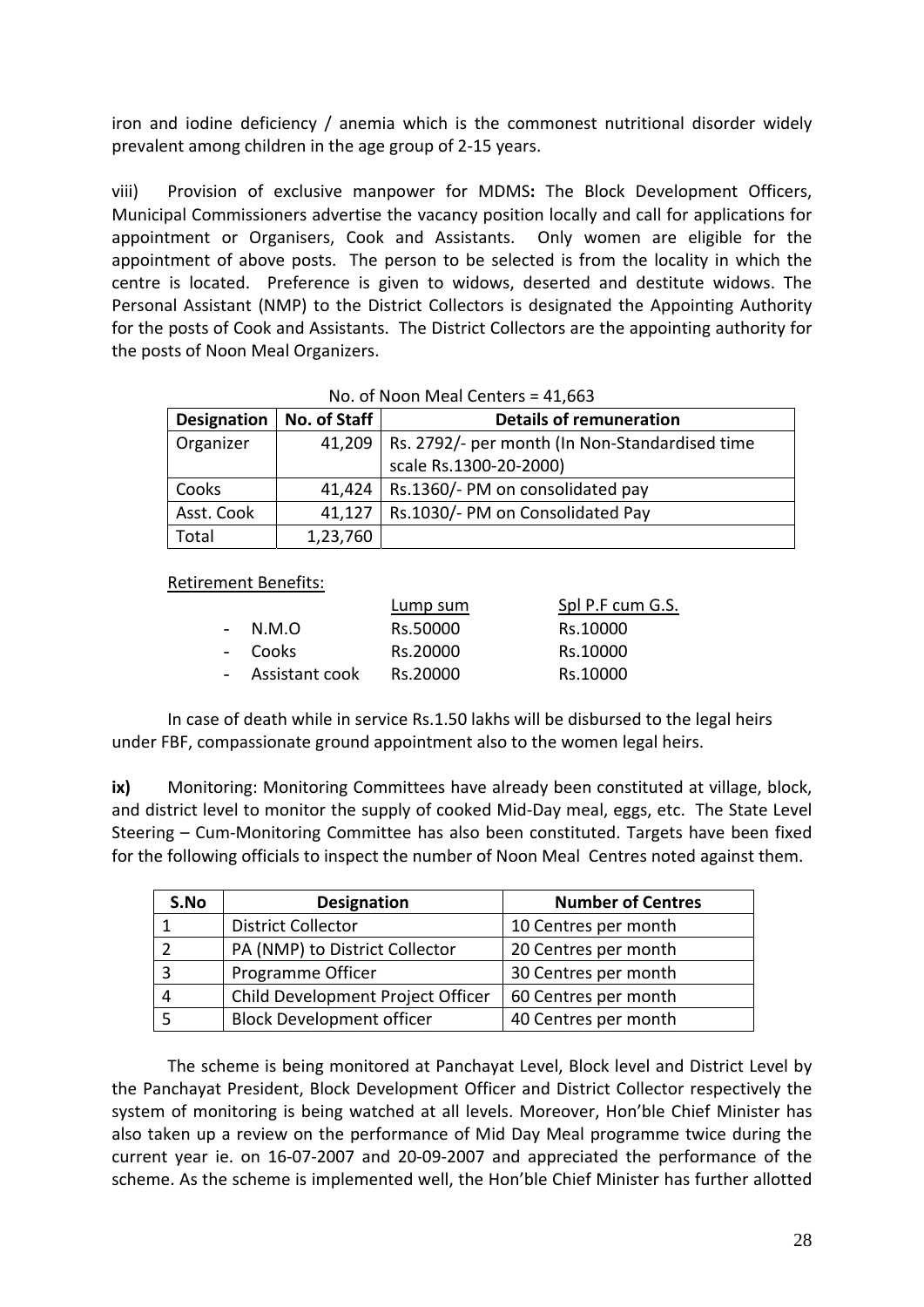iron and iodine deficiency / anemia which is the commonest nutritional disorder widely prevalent among children in the age group of 2-15 years.

viii) Provision of exclusive manpower for MDMS**:** The Block Development Officers, Municipal Commissioners advertise the vacancy position locally and call for applications for appointment or Organisers, Cook and Assistants. Only women are eligible for the appointment of above posts. The person to be selected is from the locality in which the centre is located. Preference is given to widows, deserted and destitute widows. The Personal Assistant (NMP) to the District Collectors is designated the Appointing Authority for the posts of Cook and Assistants. The District Collectors are the appointing authority for the posts of Noon Meal Organizers.

No. of Noon Meal Centers = 41,663

| Designation | No. of Staff | Details of remuneration |
|---|---|---|
| Organizer | 41,209 | Rs. 2792/- per month (In Non-Standardised time scale Rs.1300-20-2000) |
| Cooks | 41,424 | Rs.1360/- PM on consolidated pay |
| Asst. Cook | 41,127 | Rs.1030/- PM on Consolidated Pay |
| Total | 1,23,760 | |

Retirement Benefits:

| | Lump sum | Spl P.F cum G.S. |
|---|---|---|
| - N.M.O | Rs.50000 | Rs.10000 |
| - Cooks | Rs.20000 | Rs.10000 |
| - Assistant cook | Rs.20000 | Rs.10000 |

In case of death while in service Rs.1.50 lakhs will be disbursed to the legal heirs under FBF, compassionate ground appointment also to the women legal heirs.

**ix)** Monitoring: Monitoring Committees have already been constituted at village, block, and district level to monitor the supply of cooked Mid-Day meal, eggs, etc. The State Level Steering – Cum-Monitoring Committee has also been constituted. Targets have been fixed for the following officials to inspect the number of Noon Meal Centres noted against them.

| S.No | Designation | Number of Centres |
|---|---|---|
| 1 | District Collector | 10 Centres per month |
| 2 | PA (NMP) to District Collector | 20 Centres per month |
| 3 | Programme Officer | 30 Centres per month |
| 4 | Child Development Project Officer | 60 Centres per month |
| 5 | Block Development officer | 40 Centres per month |

The scheme is being monitored at Panchayat Level, Block level and District Level by the Panchayat President, Block Development Officer and District Collector respectively the system of monitoring is being watched at all levels. Moreover, Hon'ble Chief Minister has also taken up a review on the performance of Mid Day Meal programme twice during the current year ie. on 16-07-2007 and 20-09-2007 and appreciated the performance of the scheme. As the scheme is implemented well, the Hon'ble Chief Minister has further allotted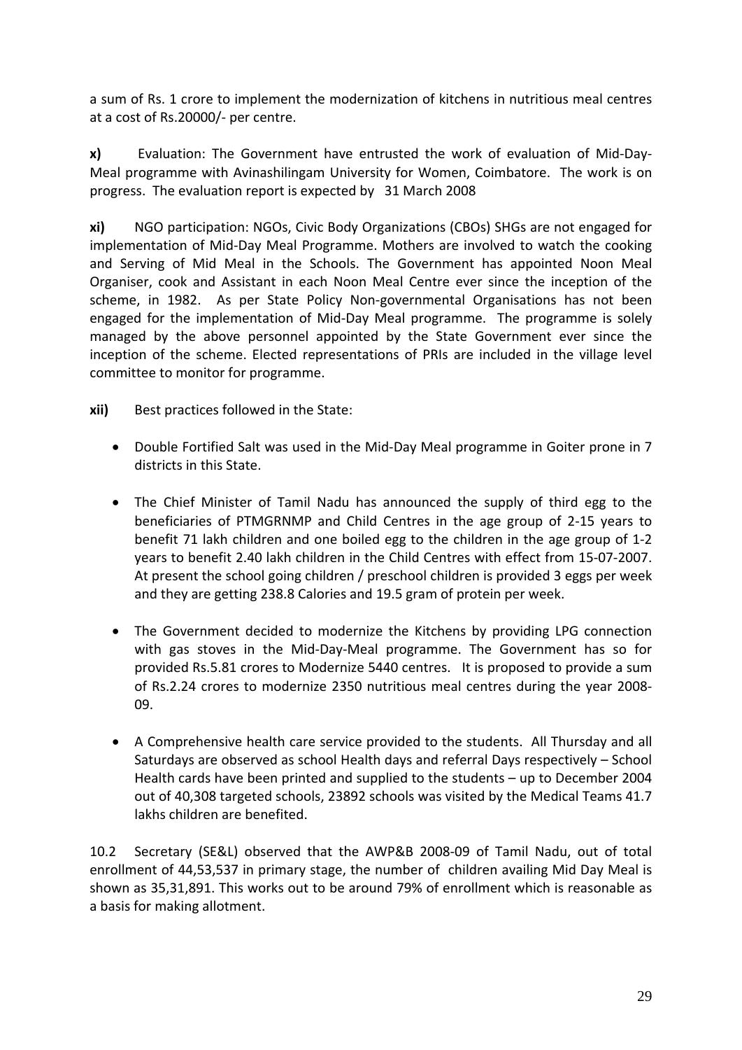a sum of Rs. 1 crore to implement the modernization of kitchens in nutritious meal centres at a cost of Rs.20000/- per centre.

**x)** Evaluation: The Government have entrusted the work of evaluation of Mid-Day-Meal programme with Avinashilingam University for Women, Coimbatore. The work is on progress. The evaluation report is expected by 31 March 2008

**xi)** NGO participation: NGOs, Civic Body Organizations (CBOs) SHGs are not engaged for implementation of Mid-Day Meal Programme. Mothers are involved to watch the cooking and Serving of Mid Meal in the Schools. The Government has appointed Noon Meal Organiser, cook and Assistant in each Noon Meal Centre ever since the inception of the scheme, in 1982. As per State Policy Non-governmental Organisations has not been engaged for the implementation of Mid-Day Meal programme. The programme is solely managed by the above personnel appointed by the State Government ever since the inception of the scheme. Elected representations of PRIs are included in the village level committee to monitor for programme.

**xii)** Best practices followed in the State:

- Double Fortified Salt was used in the Mid-Day Meal programme in Goiter prone in 7 districts in this State.

- The Chief Minister of Tamil Nadu has announced the supply of third egg to the beneficiaries of PTMGRNMP and Child Centres in the age group of 2-15 years to benefit 71 lakh children and one boiled egg to the children in the age group of 1-2 years to benefit 2.40 lakh children in the Child Centres with effect from 15-07-2007. At present the school going children / preschool children is provided 3 eggs per week and they are getting 238.8 Calories and 19.5 gram of protein per week.

- The Government decided to modernize the Kitchens by providing LPG connection with gas stoves in the Mid-Day-Meal programme. The Government has so for provided Rs.5.81 crores to Modernize 5440 centres. It is proposed to provide a sum of Rs.2.24 crores to modernize 2350 nutritious meal centres during the year 2008-09.

- A Comprehensive health care service provided to the students. All Thursday and all Saturdays are observed as school Health days and referral Days respectively – School Health cards have been printed and supplied to the students – up to December 2004 out of 40,308 targeted schools, 23892 schools was visited by the Medical Teams 41.7 lakhs children are benefited.

10.2 Secretary (SE&L) observed that the AWP&B 2008-09 of Tamil Nadu, out of total enrollment of 44,53,537 in primary stage, the number of children availing Mid Day Meal is shown as 35,31,891. This works out to be around 79% of enrollment which is reasonable as a basis for making allotment.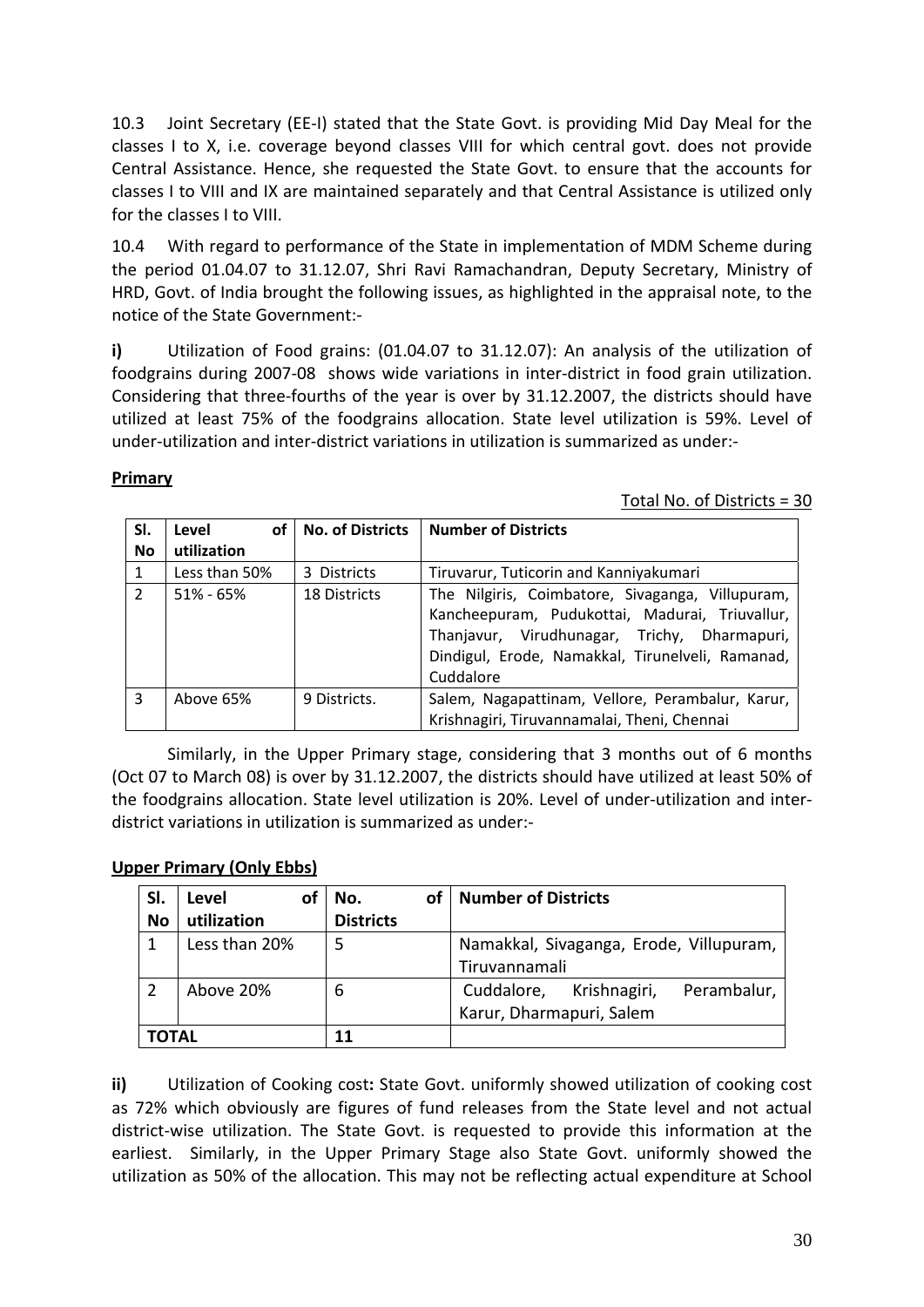10.3 Joint Secretary (EE-I) stated that the State Govt. is providing Mid Day Meal for the classes I to X, i.e. coverage beyond classes VIII for which central govt. does not provide Central Assistance. Hence, she requested the State Govt. to ensure that the accounts for classes I to VIII and IX are maintained separately and that Central Assistance is utilized only for the classes I to VIII.

10.4 With regard to performance of the State in implementation of MDM Scheme during the period 01.04.07 to 31.12.07, Shri Ravi Ramachandran, Deputy Secretary, Ministry of HRD, Govt. of India brought the following issues, as highlighted in the appraisal note, to the notice of the State Government:-

**i)** Utilization of Food grains: (01.04.07 to 31.12.07): An analysis of the utilization of foodgrains during 2007-08 shows wide variations in inter-district in food grain utilization. Considering that three-fourths of the year is over by 31.12.2007, the districts should have utilized at least 75% of the foodgrains allocation. State level utilization is 59%. Level of under-utilization and inter-district variations in utilization is summarized as under:-

**Primary**

Total No. of Districts = 30

| Sl. No | Level of utilization | No. of Districts | Number of Districts |
|---|---|---|---|
| 1 | Less than 50% | 3 Districts | Tiruvarur, Tuticorin and Kanniyakumari |
| 2 | 51% - 65% | 18 Districts | The Nilgiris, Coimbatore, Sivaganga, Villupuram, Kancheepuram, Pudukottai, Madurai, Triuvallur, Thanjavur, Virudhunagar, Trichy, Dharmapuri, Dindigul, Erode, Namakkal, Tirunelveli, Ramanad, Cuddalore |
| 3 | Above 65% | 9 Districts. | Salem, Nagapattinam, Vellore, Perambalur, Karur, Krishnagiri, Tiruvannamalai, Theni, Chennai |

Similarly, in the Upper Primary stage, considering that 3 months out of 6 months (Oct 07 to March 08) is over by 31.12.2007, the districts should have utilized at least 50% of the foodgrains allocation. State level utilization is 20%. Level of under-utilization and inter-district variations in utilization is summarized as under:-

**Upper Primary (Only Ebbs)**

| Sl. No | Level of utilization | No. of Districts | Number of Districts |
|---|---|---|---|
| 1 | Less than 20% | 5 | Namakkal, Sivaganga, Erode, Villupuram, Tiruvannamali |
| 2 | Above 20% | 6 | Cuddalore, Krishnagiri, Perambalur, Karur, Dharmapuri, Salem |
| **TOTAL** | | **11** | |

**ii)** Utilization of Cooking cost**:** State Govt. uniformly showed utilization of cooking cost as 72% which obviously are figures of fund releases from the State level and not actual district-wise utilization. The State Govt. is requested to provide this information at the earliest. Similarly, in the Upper Primary Stage also State Govt. uniformly showed the utilization as 50% of the allocation. This may not be reflecting actual expenditure at School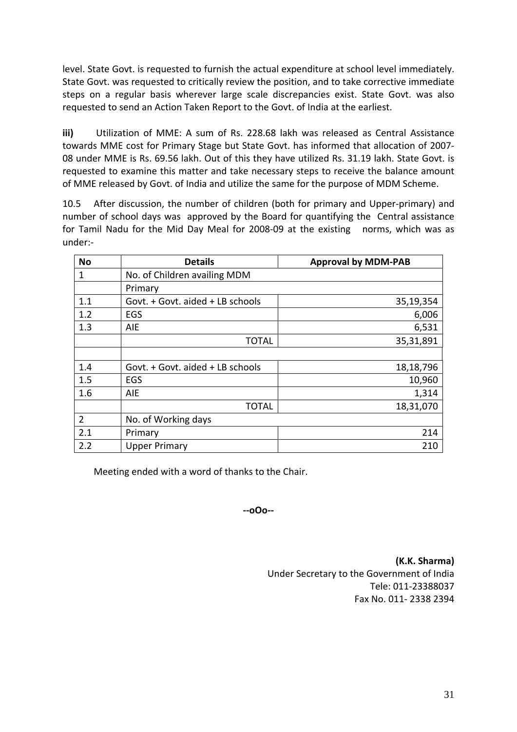level. State Govt. is requested to furnish the actual expenditure at school level immediately. State Govt. was requested to critically review the position, and to take corrective immediate steps on a regular basis wherever large scale discrepancies exist. State Govt. was also requested to send an Action Taken Report to the Govt. of India at the earliest.

**iii)** Utilization of MME: A sum of Rs. 228.68 lakh was released as Central Assistance towards MME cost for Primary Stage but State Govt. has informed that allocation of 2007-08 under MME is Rs. 69.56 lakh. Out of this they have utilized Rs. 31.19 lakh. State Govt. is requested to examine this matter and take necessary steps to receive the balance amount of MME released by Govt. of India and utilize the same for the purpose of MDM Scheme.

10.5 After discussion, the number of children (both for primary and Upper-primary) and number of school days was approved by the Board for quantifying the Central assistance for Tamil Nadu for the Mid Day Meal for 2008-09 at the existing norms, which was as under:-

| No | Details | Approval by MDM-PAB |
|---|---|---|
| 1 | No. of Children availing MDM | |
| | Primary | |
| 1.1 | Govt. + Govt. aided + LB schools | 35,19,354 |
| 1.2 | EGS | 6,006 |
| 1.3 | AIE | 6,531 |
| | TOTAL | 35,31,891 |
| | | |
| 1.4 | Govt. + Govt. aided + LB schools | 18,18,796 |
| 1.5 | EGS | 10,960 |
| 1.6 | AIE | 1,314 |
| | TOTAL | 18,31,070 |
| 2 | No. of Working days | |
| 2.1 | Primary | 214 |
| 2.2 | Upper Primary | 210 |

Meeting ended with a word of thanks to the Chair.

**--oOo--**

**(K.K. Sharma)**
Under Secretary to the Government of India
Tele: 011-23388037
Fax No. 011- 2338 2394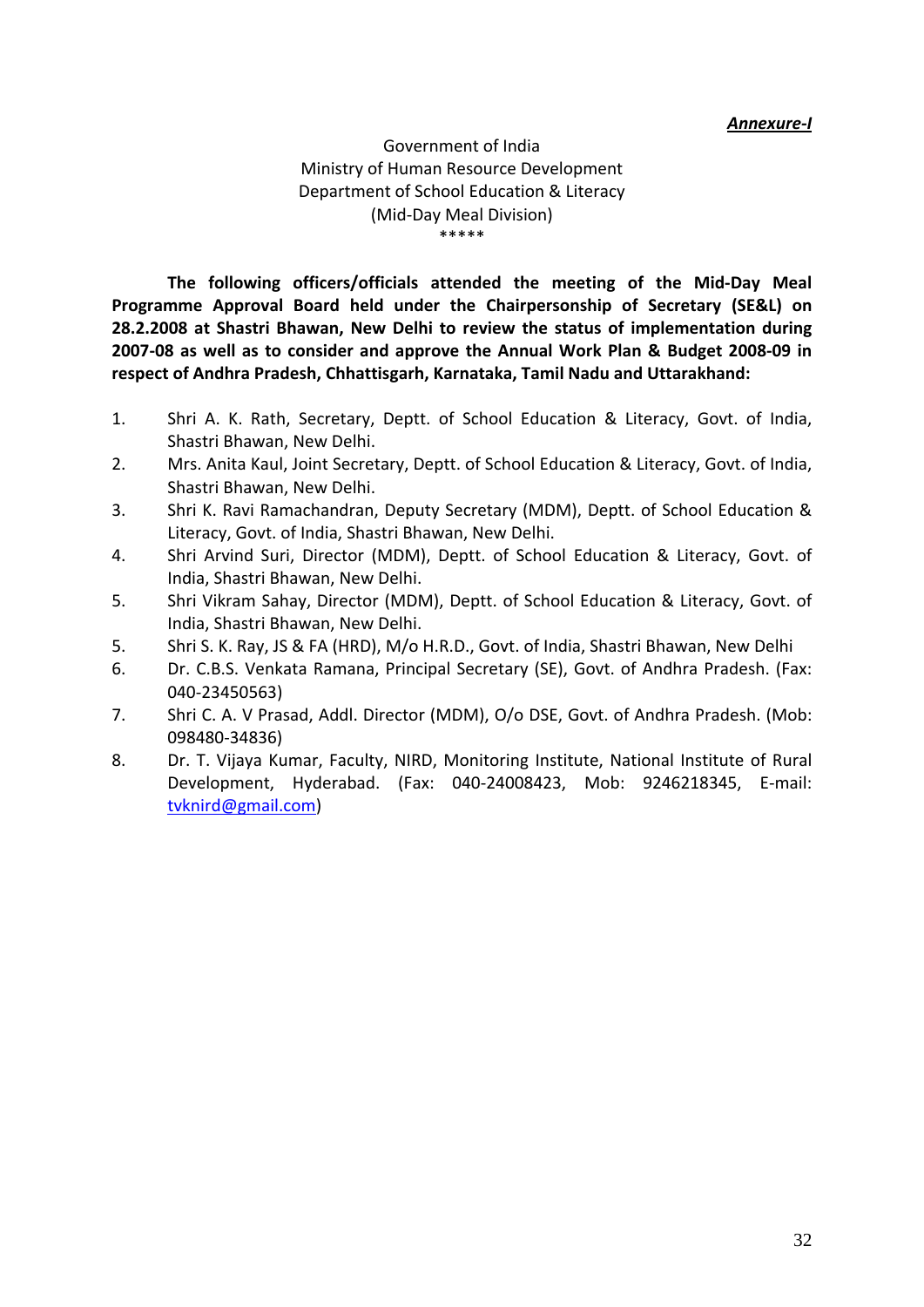***Annexure-I***

Government of India
Ministry of Human Resource Development
Department of School Education & Literacy
(Mid-Day Meal Division)
*****

**The following officers/officials attended the meeting of the Mid-Day Meal Programme Approval Board held under the Chairpersonship of Secretary (SE&L) on 28.2.2008 at Shastri Bhawan, New Delhi to review the status of implementation during 2007-08 as well as to consider and approve the Annual Work Plan & Budget 2008-09 in respect of Andhra Pradesh, Chhattisgarh, Karnataka, Tamil Nadu and Uttarakhand:**

1. Shri A. K. Rath, Secretary, Deptt. of School Education & Literacy, Govt. of India, Shastri Bhawan, New Delhi.
2. Mrs. Anita Kaul, Joint Secretary, Deptt. of School Education & Literacy, Govt. of India, Shastri Bhawan, New Delhi.
3. Shri K. Ravi Ramachandran, Deputy Secretary (MDM), Deptt. of School Education & Literacy, Govt. of India, Shastri Bhawan, New Delhi.
4. Shri Arvind Suri, Director (MDM), Deptt. of School Education & Literacy, Govt. of India, Shastri Bhawan, New Delhi.
5. Shri Vikram Sahay, Director (MDM), Deptt. of School Education & Literacy, Govt. of India, Shastri Bhawan, New Delhi.
5. Shri S. K. Ray, JS & FA (HRD), M/o H.R.D., Govt. of India, Shastri Bhawan, New Delhi
6. Dr. C.B.S. Venkata Ramana, Principal Secretary (SE), Govt. of Andhra Pradesh. (Fax: 040-23450563)
7. Shri C. A. V Prasad, Addl. Director (MDM), O/o DSE, Govt. of Andhra Pradesh. (Mob: 098480-34836)
8. Dr. T. Vijaya Kumar, Faculty, NIRD, Monitoring Institute, National Institute of Rural Development, Hyderabad. (Fax: 040-24008423, Mob: 9246218345, E-mail: tvknird@gmail.com)